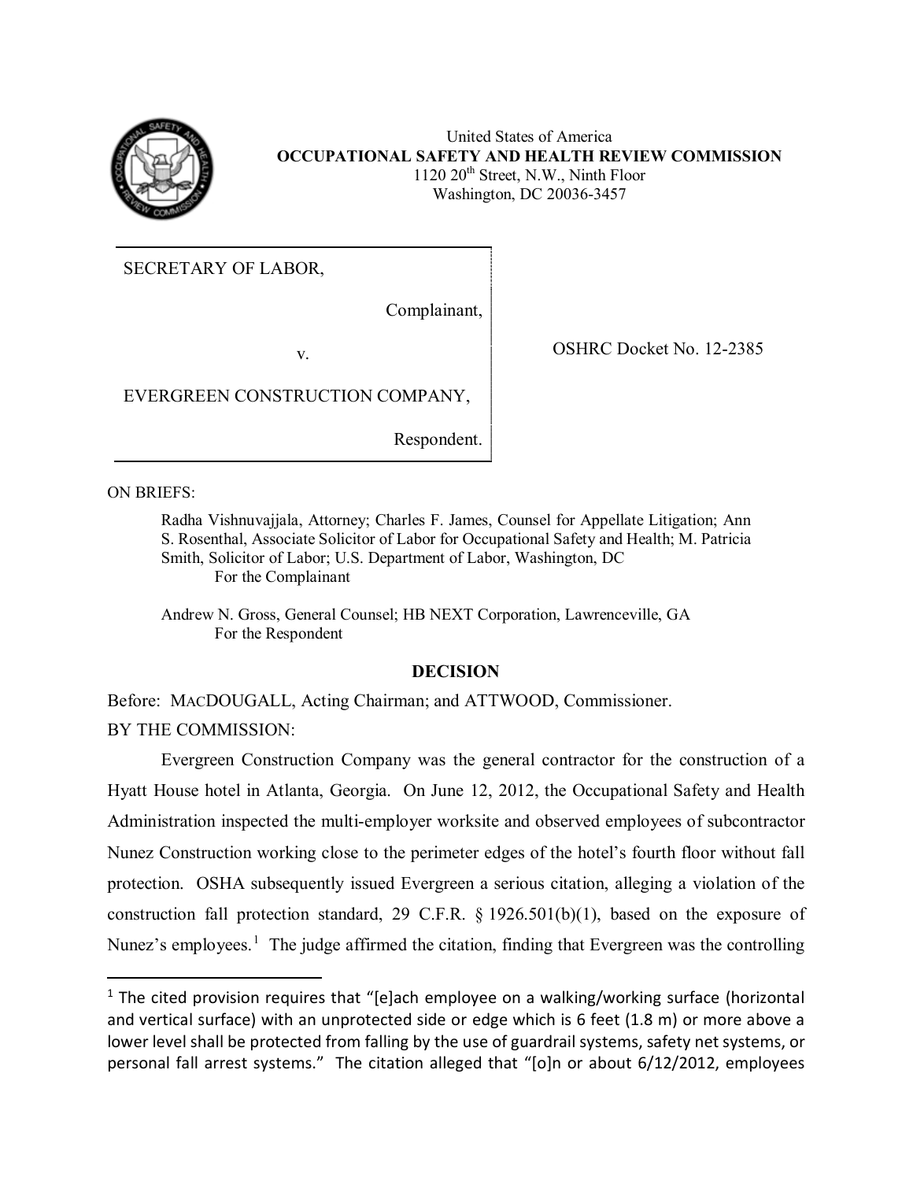United States of America
**OCCUPATIONAL SAFETY AND HEALTH REVIEW COMMISSION**
1120 20th Street, N.W., Ninth Floor
Washington, DC 20036-3457

| | |
|---|---|
| SECRETARY OF LABOR,<br><br>Complainant,<br><br>v.<br><br>EVERGREEN CONSTRUCTION COMPANY,<br><br>Respondent. | OSHRC Docket No. 12-2385 |

ON BRIEFS:

Radha Vishnuvajjala, Attorney; Charles F. James, Counsel for Appellate Litigation; Ann S. Rosenthal, Associate Solicitor of Labor for Occupational Safety and Health; M. Patricia Smith, Solicitor of Labor; U.S. Department of Labor, Washington, DC
For the Complainant

Andrew N. Gross, General Counsel; HB NEXT Corporation, Lawrenceville, GA
For the Respondent

## DECISION

Before: MACDOUGALL, Acting Chairman; and ATTWOOD, Commissioner.

BY THE COMMISSION:

Evergreen Construction Company was the general contractor for the construction of a Hyatt House hotel in Atlanta, Georgia. On June 12, 2012, the Occupational Safety and Health Administration inspected the multi-employer worksite and observed employees of subcontractor Nunez Construction working close to the perimeter edges of the hotel's fourth floor without fall protection. OSHA subsequently issued Evergreen a serious citation, alleging a violation of the construction fall protection standard, 29 C.F.R. § 1926.501(b)(1), based on the exposure of Nunez's employees.[1] The judge affirmed the citation, finding that Evergreen was the controlling

[1] The cited provision requires that "[e]ach employee on a walking/working surface (horizontal and vertical surface) with an unprotected side or edge which is 6 feet (1.8 m) or more above a lower level shall be protected from falling by the use of guardrail systems, safety net systems, or personal fall arrest systems." The citation alleged that "[o]n or about 6/12/2012, employees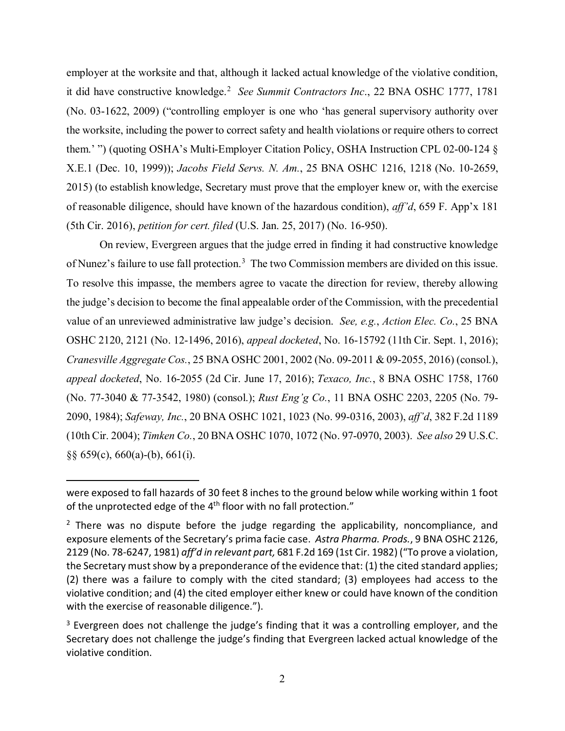employer at the worksite and that, although it lacked actual knowledge of the violative condition, it did have constructive knowledge.[2] *See Summit Contractors Inc*., 22 BNA OSHC 1777, 1781 (No. 03-1622, 2009) ("controlling employer is one who 'has general supervisory authority over the worksite, including the power to correct safety and health violations or require others to correct them.' ") (quoting OSHA's Multi-Employer Citation Policy, OSHA Instruction CPL 02-00-124 § X.E.1 (Dec. 10, 1999)); *Jacobs Field Servs. N. Am.*, 25 BNA OSHC 1216, 1218 (No. 10-2659, 2015) (to establish knowledge, Secretary must prove that the employer knew or, with the exercise of reasonable diligence, should have known of the hazardous condition), *aff'd*, 659 F. App'x 181 (5th Cir. 2016), *petition for cert. filed* (U.S. Jan. 25, 2017) (No. 16-950).

On review, Evergreen argues that the judge erred in finding it had constructive knowledge of Nunez's failure to use fall protection.[3] The two Commission members are divided on this issue. To resolve this impasse, the members agree to vacate the direction for review, thereby allowing the judge's decision to become the final appealable order of the Commission, with the precedential value of an unreviewed administrative law judge's decision. *See, e.g.*, *Action Elec. Co.*, 25 BNA OSHC 2120, 2121 (No. 12-1496, 2016), *appeal docketed*, No. 16-15792 (11th Cir. Sept. 1, 2016); *Cranesville Aggregate Cos.*, 25 BNA OSHC 2001, 2002 (No. 09-2011 & 09-2055, 2016) (consol.), *appeal docketed*, No. 16-2055 (2d Cir. June 17, 2016); *Texaco, Inc.*, 8 BNA OSHC 1758, 1760 (No. 77-3040 & 77-3542, 1980) (consol.); *Rust Eng'g Co.*, 11 BNA OSHC 2203, 2205 (No. 79-2090, 1984); *Safeway, Inc.*, 20 BNA OSHC 1021, 1023 (No. 99-0316, 2003), *aff'd*, 382 F.2d 1189 (10th Cir. 2004); *Timken Co.*, 20 BNA OSHC 1070, 1072 (No. 97-0970, 2003). *See also* 29 U.S.C. §§ 659(c), 660(a)-(b), 661(i).

---

were exposed to fall hazards of 30 feet 8 inches to the ground below while working within 1 foot of the unprotected edge of the 4th floor with no fall protection."

[2] There was no dispute before the judge regarding the applicability, noncompliance, and exposure elements of the Secretary's prima facie case. *Astra Pharma. Prods.*, 9 BNA OSHC 2126, 2129 (No. 78-6247, 1981) *aff'd in relevant part,* 681 F.2d 169 (1st Cir. 1982) ("To prove a violation, the Secretary must show by a preponderance of the evidence that: (1) the cited standard applies; (2) there was a failure to comply with the cited standard; (3) employees had access to the violative condition; and (4) the cited employer either knew or could have known of the condition with the exercise of reasonable diligence.").

[3] Evergreen does not challenge the judge's finding that it was a controlling employer, and the Secretary does not challenge the judge's finding that Evergreen lacked actual knowledge of the violative condition.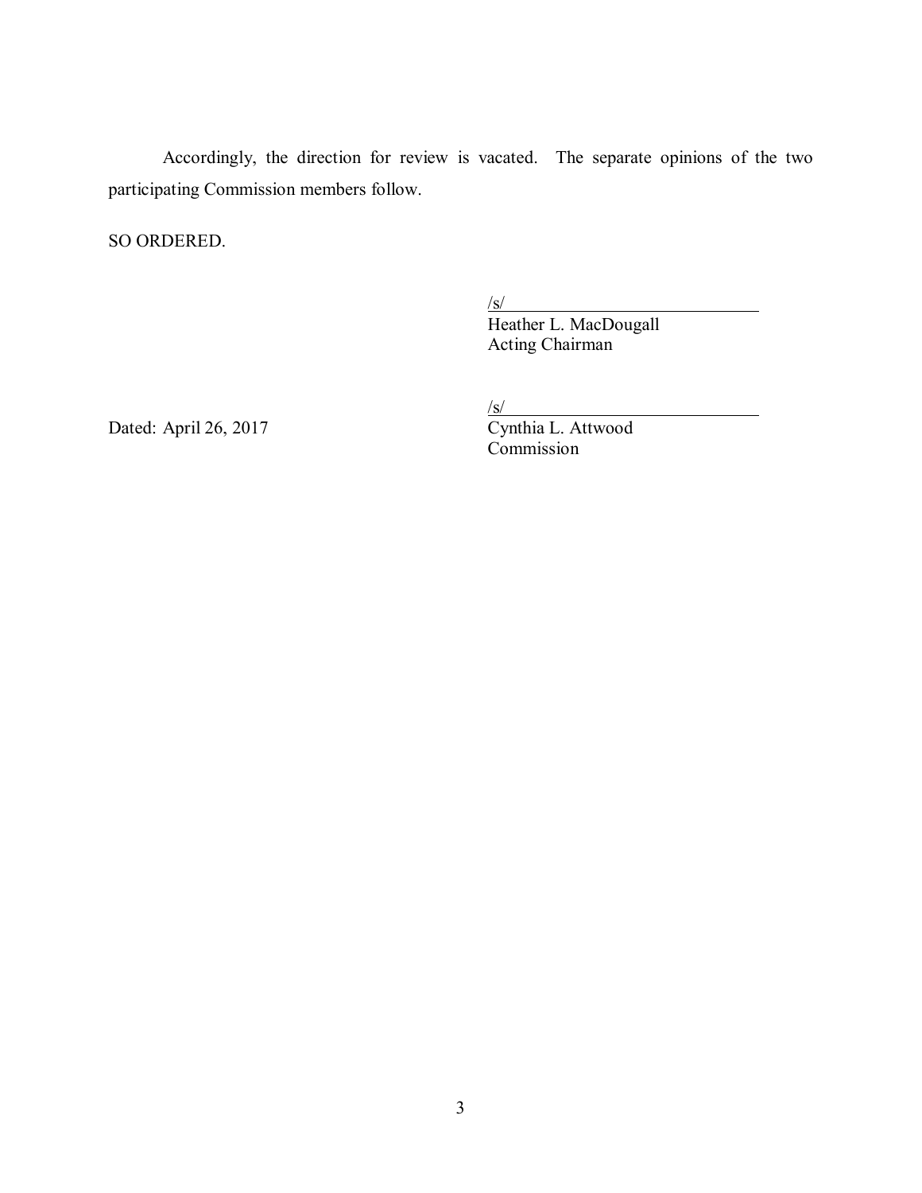Accordingly, the direction for review is vacated. The separate opinions of the two participating Commission members follow.

SO ORDERED.

/s/  
Heather L. MacDougall  
Acting Chairman

/s/  
Cynthia L. Attwood  
Commission

Dated: April 26, 2017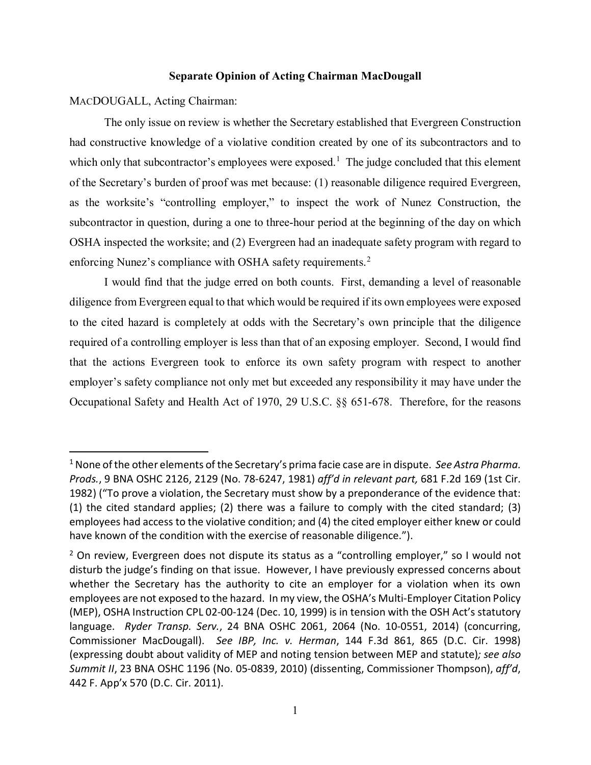**Separate Opinion of Acting Chairman MacDougall**

MACDOUGALL, Acting Chairman:

The only issue on review is whether the Secretary established that Evergreen Construction had constructive knowledge of a violative condition created by one of its subcontractors and to which only that subcontractor's employees were exposed.[1] The judge concluded that this element of the Secretary's burden of proof was met because: (1) reasonable diligence required Evergreen, as the worksite's "controlling employer," to inspect the work of Nunez Construction, the subcontractor in question, during a one to three-hour period at the beginning of the day on which OSHA inspected the worksite; and (2) Evergreen had an inadequate safety program with regard to enforcing Nunez's compliance with OSHA safety requirements.[2]

I would find that the judge erred on both counts. First, demanding a level of reasonable diligence from Evergreen equal to that which would be required if its own employees were exposed to the cited hazard is completely at odds with the Secretary's own principle that the diligence required of a controlling employer is less than that of an exposing employer. Second, I would find that the actions Evergreen took to enforce its own safety program with respect to another employer's safety compliance not only met but exceeded any responsibility it may have under the Occupational Safety and Health Act of 1970, 29 U.S.C. §§ 651-678. Therefore, for the reasons

---

[1] None of the other elements of the Secretary's prima facie case are in dispute. *See Astra Pharma. Prods.*, 9 BNA OSHC 2126, 2129 (No. 78-6247, 1981) *aff'd in relevant part,* 681 F.2d 169 (1st Cir. 1982) ("To prove a violation, the Secretary must show by a preponderance of the evidence that: (1) the cited standard applies; (2) there was a failure to comply with the cited standard; (3) employees had access to the violative condition; and (4) the cited employer either knew or could have known of the condition with the exercise of reasonable diligence.").

[2] On review, Evergreen does not dispute its status as a "controlling employer," so I would not disturb the judge's finding on that issue. However, I have previously expressed concerns about whether the Secretary has the authority to cite an employer for a violation when its own employees are not exposed to the hazard. In my view, the OSHA's Multi-Employer Citation Policy (MEP), OSHA Instruction CPL 02-00-124 (Dec. 10, 1999) is in tension with the OSH Act's statutory language. *Ryder Transp. Serv.*, 24 BNA OSHC 2061, 2064 (No. 10-0551, 2014) (concurring, Commissioner MacDougall). *See IBP, Inc. v. Herman*, 144 F.3d 861, 865 (D.C. Cir. 1998) (expressing doubt about validity of MEP and noting tension between MEP and statute)*; see also Summit II*, 23 BNA OSHC 1196 (No. 05-0839, 2010) (dissenting, Commissioner Thompson), *aff'd*, 442 F. App'x 570 (D.C. Cir. 2011).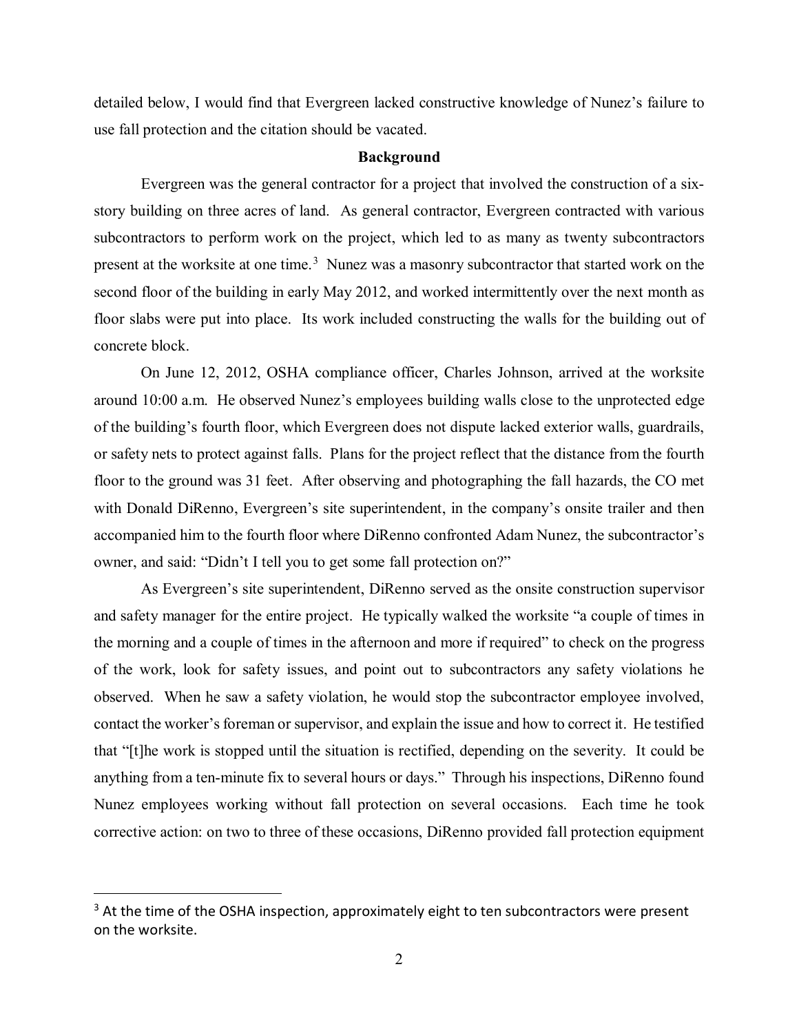detailed below, I would find that Evergreen lacked constructive knowledge of Nunez's failure to use fall protection and the citation should be vacated.

## Background

Evergreen was the general contractor for a project that involved the construction of a six-story building on three acres of land. As general contractor, Evergreen contracted with various subcontractors to perform work on the project, which led to as many as twenty subcontractors present at the worksite at one time.[3] Nunez was a masonry subcontractor that started work on the second floor of the building in early May 2012, and worked intermittently over the next month as floor slabs were put into place. Its work included constructing the walls for the building out of concrete block.

On June 12, 2012, OSHA compliance officer, Charles Johnson, arrived at the worksite around 10:00 a.m. He observed Nunez's employees building walls close to the unprotected edge of the building's fourth floor, which Evergreen does not dispute lacked exterior walls, guardrails, or safety nets to protect against falls. Plans for the project reflect that the distance from the fourth floor to the ground was 31 feet. After observing and photographing the fall hazards, the CO met with Donald DiRenno, Evergreen's site superintendent, in the company's onsite trailer and then accompanied him to the fourth floor where DiRenno confronted Adam Nunez, the subcontractor's owner, and said: "Didn't I tell you to get some fall protection on?"

As Evergreen's site superintendent, DiRenno served as the onsite construction supervisor and safety manager for the entire project. He typically walked the worksite "a couple of times in the morning and a couple of times in the afternoon and more if required" to check on the progress of the work, look for safety issues, and point out to subcontractors any safety violations he observed. When he saw a safety violation, he would stop the subcontractor employee involved, contact the worker's foreman or supervisor, and explain the issue and how to correct it. He testified that "[t]he work is stopped until the situation is rectified, depending on the severity. It could be anything from a ten-minute fix to several hours or days." Through his inspections, DiRenno found Nunez employees working without fall protection on several occasions. Each time he took corrective action: on two to three of these occasions, DiRenno provided fall protection equipment

[3] At the time of the OSHA inspection, approximately eight to ten subcontractors were present on the worksite.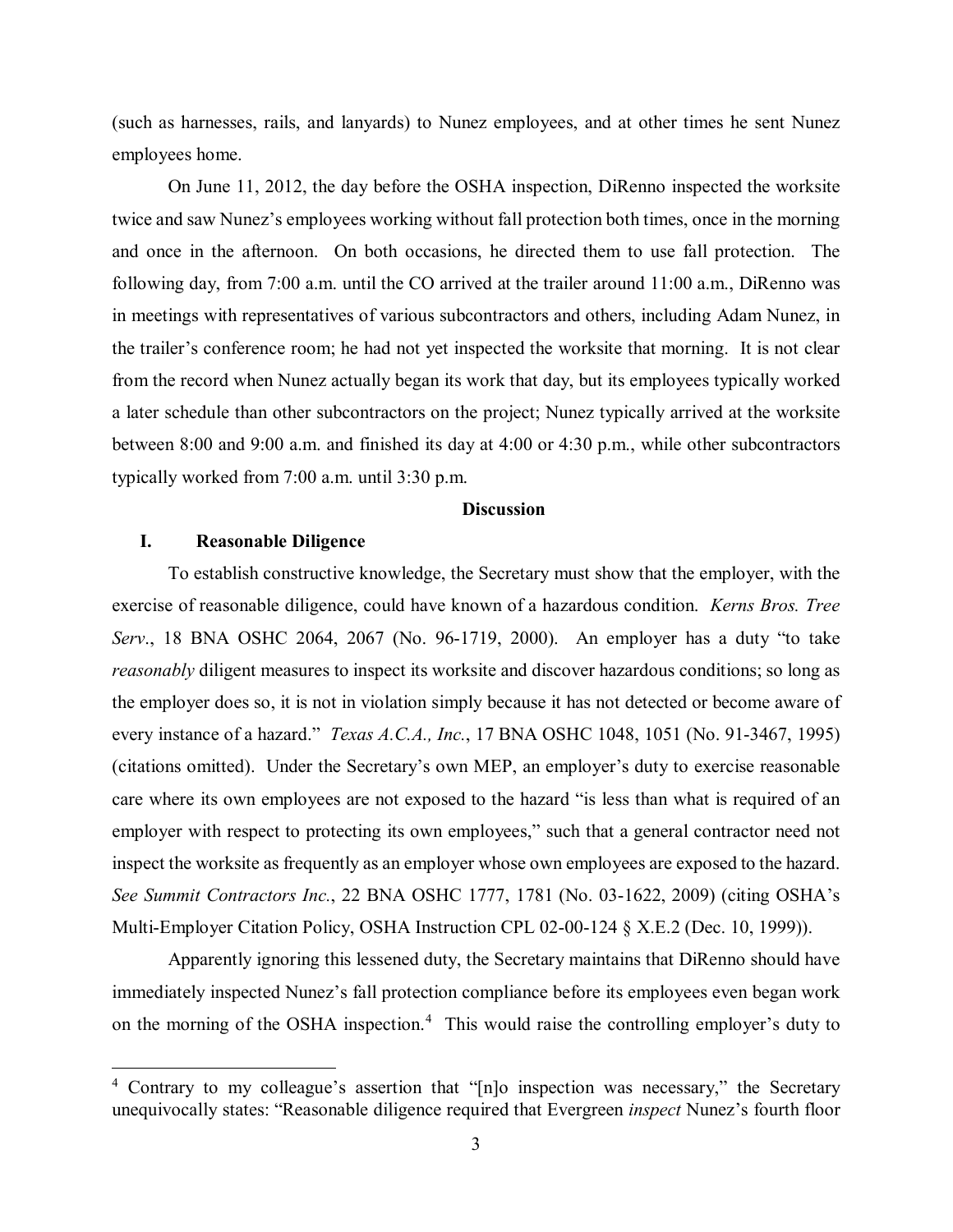(such as harnesses, rails, and lanyards) to Nunez employees, and at other times he sent Nunez employees home.

On June 11, 2012, the day before the OSHA inspection, DiRenno inspected the worksite twice and saw Nunez's employees working without fall protection both times, once in the morning and once in the afternoon. On both occasions, he directed them to use fall protection. The following day, from 7:00 a.m. until the CO arrived at the trailer around 11:00 a.m., DiRenno was in meetings with representatives of various subcontractors and others, including Adam Nunez, in the trailer's conference room; he had not yet inspected the worksite that morning. It is not clear from the record when Nunez actually began its work that day, but its employees typically worked a later schedule than other subcontractors on the project; Nunez typically arrived at the worksite between 8:00 and 9:00 a.m. and finished its day at 4:00 or 4:30 p.m., while other subcontractors typically worked from 7:00 a.m. until 3:30 p.m.

## Discussion

### I. Reasonable Diligence

To establish constructive knowledge, the Secretary must show that the employer, with the exercise of reasonable diligence, could have known of a hazardous condition. *Kerns Bros. Tree Serv*., 18 BNA OSHC 2064, 2067 (No. 96-1719, 2000). An employer has a duty "to take *reasonably* diligent measures to inspect its worksite and discover hazardous conditions; so long as the employer does so, it is not in violation simply because it has not detected or become aware of every instance of a hazard." *Texas A.C.A., Inc.*, 17 BNA OSHC 1048, 1051 (No. 91-3467, 1995) (citations omitted). Under the Secretary's own MEP, an employer's duty to exercise reasonable care where its own employees are not exposed to the hazard "is less than what is required of an employer with respect to protecting its own employees," such that a general contractor need not inspect the worksite as frequently as an employer whose own employees are exposed to the hazard. *See Summit Contractors Inc.*, 22 BNA OSHC 1777, 1781 (No. 03-1622, 2009) (citing OSHA's Multi-Employer Citation Policy, OSHA Instruction CPL 02-00-124 § X.E.2 (Dec. 10, 1999)).

Apparently ignoring this lessened duty, the Secretary maintains that DiRenno should have immediately inspected Nunez's fall protection compliance before its employees even began work on the morning of the OSHA inspection.[4] This would raise the controlling employer's duty to

---

[4] Contrary to my colleague's assertion that "[n]o inspection was necessary," the Secretary unequivocally states: "Reasonable diligence required that Evergreen *inspect* Nunez's fourth floor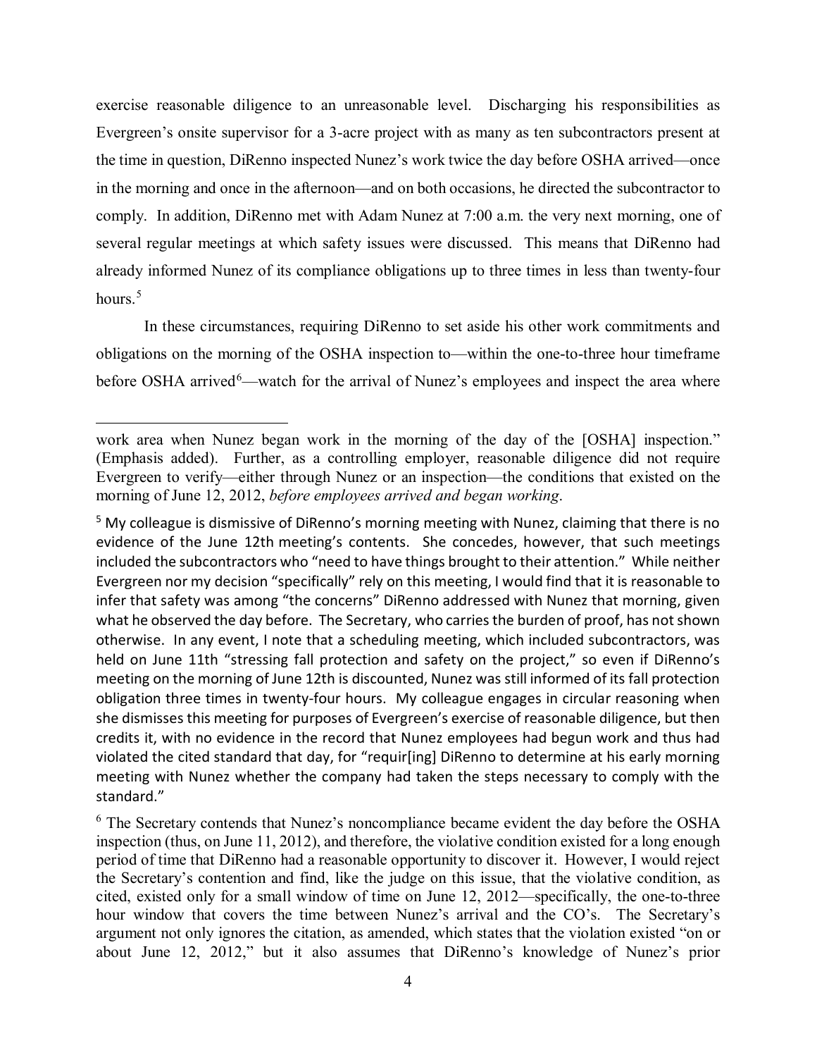exercise reasonable diligence to an unreasonable level. Discharging his responsibilities as Evergreen's onsite supervisor for a 3-acre project with as many as ten subcontractors present at the time in question, DiRenno inspected Nunez's work twice the day before OSHA arrived—once in the morning and once in the afternoon—and on both occasions, he directed the subcontractor to comply. In addition, DiRenno met with Adam Nunez at 7:00 a.m. the very next morning, one of several regular meetings at which safety issues were discussed. This means that DiRenno had already informed Nunez of its compliance obligations up to three times in less than twenty-four hours.[5]

In these circumstances, requiring DiRenno to set aside his other work commitments and obligations on the morning of the OSHA inspection to—within the one-to-three hour timeframe before OSHA arrived[6]—watch for the arrival of Nunez's employees and inspect the area where

---

work area when Nunez began work in the morning of the day of the [OSHA] inspection." (Emphasis added). Further, as a controlling employer, reasonable diligence did not require Evergreen to verify—either through Nunez or an inspection—the conditions that existed on the morning of June 12, 2012, *before employees arrived and began working*.

[5] My colleague is dismissive of DiRenno's morning meeting with Nunez, claiming that there is no evidence of the June 12th meeting's contents. She concedes, however, that such meetings included the subcontractors who "need to have things brought to their attention." While neither Evergreen nor my decision "specifically" rely on this meeting, I would find that it is reasonable to infer that safety was among "the concerns" DiRenno addressed with Nunez that morning, given what he observed the day before. The Secretary, who carries the burden of proof, has not shown otherwise. In any event, I note that a scheduling meeting, which included subcontractors, was held on June 11th "stressing fall protection and safety on the project," so even if DiRenno's meeting on the morning of June 12th is discounted, Nunez was still informed of its fall protection obligation three times in twenty-four hours. My colleague engages in circular reasoning when she dismisses this meeting for purposes of Evergreen's exercise of reasonable diligence, but then credits it, with no evidence in the record that Nunez employees had begun work and thus had violated the cited standard that day, for "requir[ing] DiRenno to determine at his early morning meeting with Nunez whether the company had taken the steps necessary to comply with the standard."

[6] The Secretary contends that Nunez's noncompliance became evident the day before the OSHA inspection (thus, on June 11, 2012), and therefore, the violative condition existed for a long enough period of time that DiRenno had a reasonable opportunity to discover it. However, I would reject the Secretary's contention and find, like the judge on this issue, that the violative condition, as cited, existed only for a small window of time on June 12, 2012—specifically, the one-to-three hour window that covers the time between Nunez's arrival and the CO's. The Secretary's argument not only ignores the citation, as amended, which states that the violation existed "on or about June 12, 2012," but it also assumes that DiRenno's knowledge of Nunez's prior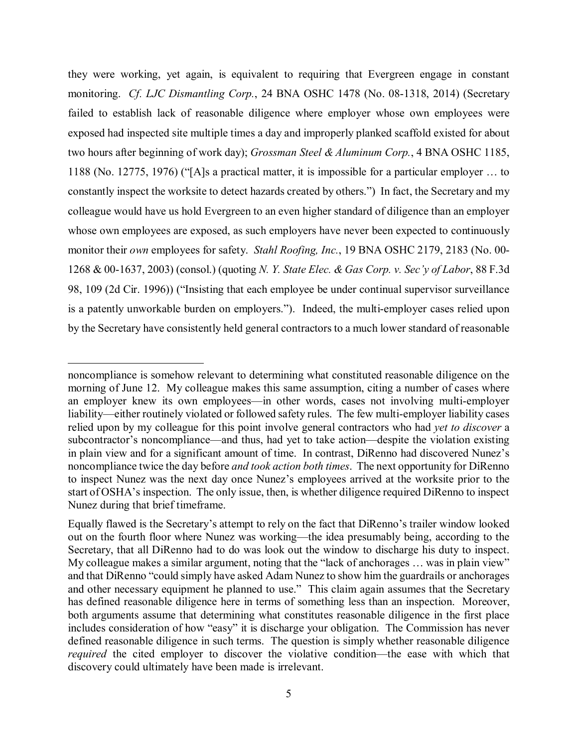they were working, yet again, is equivalent to requiring that Evergreen engage in constant monitoring. *Cf. LJC Dismantling Corp.*, 24 BNA OSHC 1478 (No. 08-1318, 2014) (Secretary failed to establish lack of reasonable diligence where employer whose own employees were exposed had inspected site multiple times a day and improperly planked scaffold existed for about two hours after beginning of work day); *Grossman Steel & Aluminum Corp.*, 4 BNA OSHC 1185, 1188 (No. 12775, 1976) ("[A]s a practical matter, it is impossible for a particular employer … to constantly inspect the worksite to detect hazards created by others.") In fact, the Secretary and my colleague would have us hold Evergreen to an even higher standard of diligence than an employer whose own employees are exposed, as such employers have never been expected to continuously monitor their *own* employees for safety. *Stahl Roofing, Inc.*, 19 BNA OSHC 2179, 2183 (No. 00-1268 & 00-1637, 2003) (consol.) (quoting *N. Y. State Elec. & Gas Corp. v. Sec'y of Labor*, 88 F.3d 98, 109 (2d Cir. 1996)) ("Insisting that each employee be under continual supervisor surveillance is a patently unworkable burden on employers."). Indeed, the multi-employer cases relied upon by the Secretary have consistently held general contractors to a much lower standard of reasonable

---

noncompliance is somehow relevant to determining what constituted reasonable diligence on the morning of June 12. My colleague makes this same assumption, citing a number of cases where an employer knew its own employees—in other words, cases not involving multi-employer liability—either routinely violated or followed safety rules. The few multi-employer liability cases relied upon by my colleague for this point involve general contractors who had *yet to discover* a subcontractor's noncompliance—and thus, had yet to take action—despite the violation existing in plain view and for a significant amount of time. In contrast, DiRenno had discovered Nunez's noncompliance twice the day before *and took action both times*. The next opportunity for DiRenno to inspect Nunez was the next day once Nunez's employees arrived at the worksite prior to the start of OSHA's inspection. The only issue, then, is whether diligence required DiRenno to inspect Nunez during that brief timeframe.

Equally flawed is the Secretary's attempt to rely on the fact that DiRenno's trailer window looked out on the fourth floor where Nunez was working—the idea presumably being, according to the Secretary, that all DiRenno had to do was look out the window to discharge his duty to inspect. My colleague makes a similar argument, noting that the "lack of anchorages … was in plain view" and that DiRenno "could simply have asked Adam Nunez to show him the guardrails or anchorages and other necessary equipment he planned to use." This claim again assumes that the Secretary has defined reasonable diligence here in terms of something less than an inspection. Moreover, both arguments assume that determining what constitutes reasonable diligence in the first place includes consideration of how "easy" it is discharge your obligation. The Commission has never defined reasonable diligence in such terms. The question is simply whether reasonable diligence *required* the cited employer to discover the violative condition—the ease with which that discovery could ultimately have been made is irrelevant.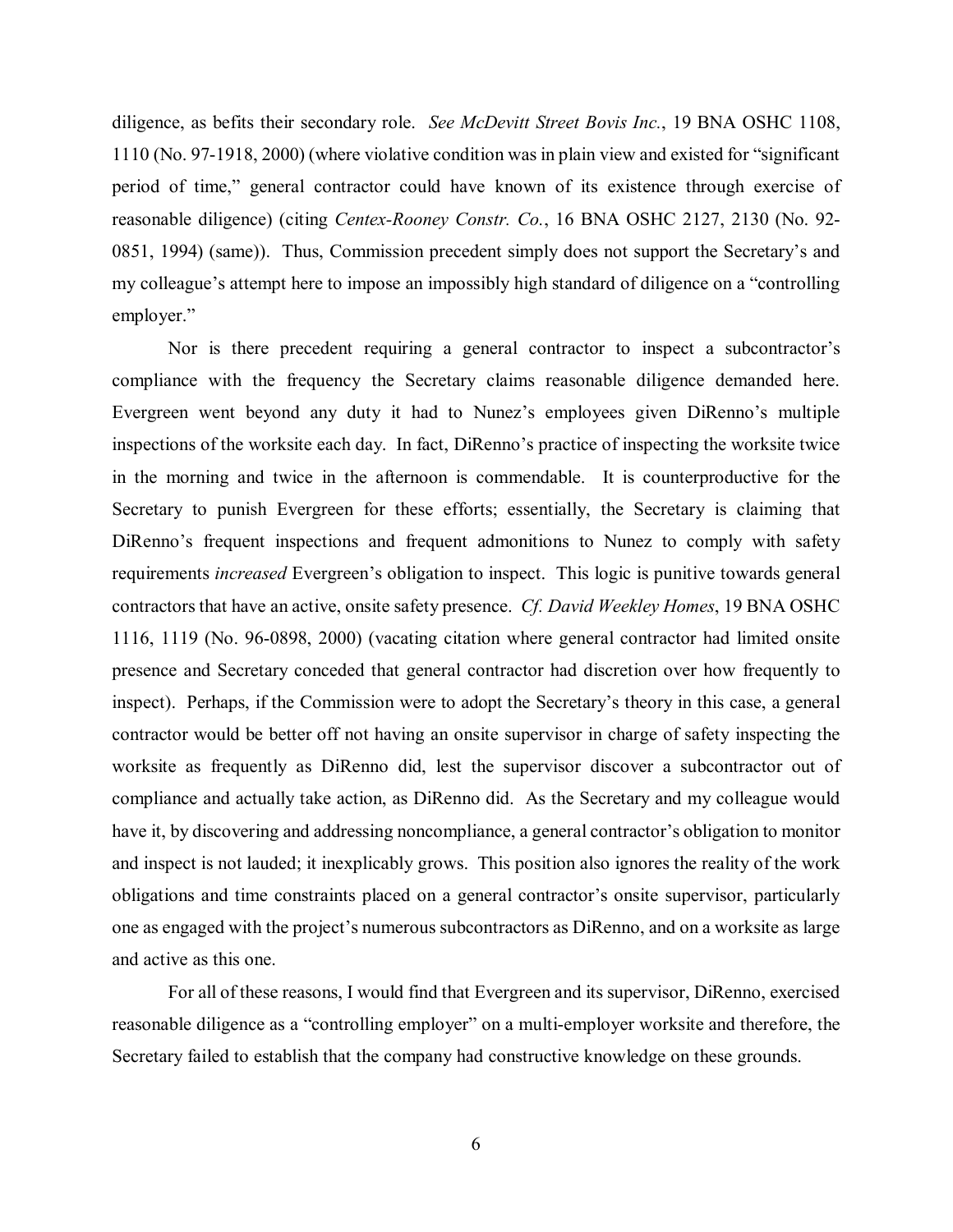diligence, as befits their secondary role. *See McDevitt Street Bovis Inc.*, 19 BNA OSHC 1108, 1110 (No. 97-1918, 2000) (where violative condition was in plain view and existed for "significant period of time," general contractor could have known of its existence through exercise of reasonable diligence) (citing *Centex-Rooney Constr. Co.*, 16 BNA OSHC 2127, 2130 (No. 92-0851, 1994) (same)). Thus, Commission precedent simply does not support the Secretary's and my colleague's attempt here to impose an impossibly high standard of diligence on a "controlling employer."

Nor is there precedent requiring a general contractor to inspect a subcontractor's compliance with the frequency the Secretary claims reasonable diligence demanded here. Evergreen went beyond any duty it had to Nunez's employees given DiRenno's multiple inspections of the worksite each day. In fact, DiRenno's practice of inspecting the worksite twice in the morning and twice in the afternoon is commendable. It is counterproductive for the Secretary to punish Evergreen for these efforts; essentially, the Secretary is claiming that DiRenno's frequent inspections and frequent admonitions to Nunez to comply with safety requirements *increased* Evergreen's obligation to inspect. This logic is punitive towards general contractors that have an active, onsite safety presence. *Cf. David Weekley Homes*, 19 BNA OSHC 1116, 1119 (No. 96-0898, 2000) (vacating citation where general contractor had limited onsite presence and Secretary conceded that general contractor had discretion over how frequently to inspect). Perhaps, if the Commission were to adopt the Secretary's theory in this case, a general contractor would be better off not having an onsite supervisor in charge of safety inspecting the worksite as frequently as DiRenno did, lest the supervisor discover a subcontractor out of compliance and actually take action, as DiRenno did. As the Secretary and my colleague would have it, by discovering and addressing noncompliance, a general contractor's obligation to monitor and inspect is not lauded; it inexplicably grows. This position also ignores the reality of the work obligations and time constraints placed on a general contractor's onsite supervisor, particularly one as engaged with the project's numerous subcontractors as DiRenno, and on a worksite as large and active as this one.

For all of these reasons, I would find that Evergreen and its supervisor, DiRenno, exercised reasonable diligence as a "controlling employer" on a multi-employer worksite and therefore, the Secretary failed to establish that the company had constructive knowledge on these grounds.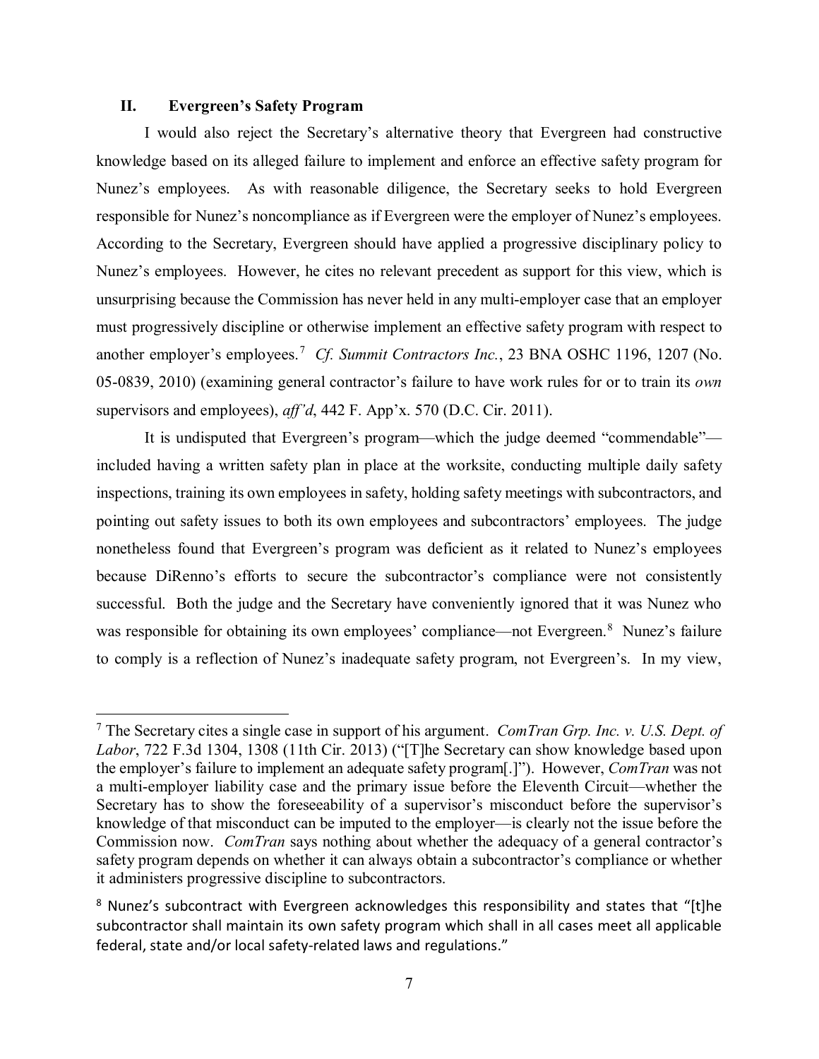## II. Evergreen's Safety Program

I would also reject the Secretary's alternative theory that Evergreen had constructive knowledge based on its alleged failure to implement and enforce an effective safety program for Nunez's employees. As with reasonable diligence, the Secretary seeks to hold Evergreen responsible for Nunez's noncompliance as if Evergreen were the employer of Nunez's employees. According to the Secretary, Evergreen should have applied a progressive disciplinary policy to Nunez's employees. However, he cites no relevant precedent as support for this view, which is unsurprising because the Commission has never held in any multi-employer case that an employer must progressively discipline or otherwise implement an effective safety program with respect to another employer's employees.[7] *Cf. Summit Contractors Inc.*, 23 BNA OSHC 1196, 1207 (No. 05-0839, 2010) (examining general contractor's failure to have work rules for or to train its *own* supervisors and employees), *aff'd*, 442 F. App'x. 570 (D.C. Cir. 2011).

It is undisputed that Evergreen's program—which the judge deemed "commendable"—included having a written safety plan in place at the worksite, conducting multiple daily safety inspections, training its own employees in safety, holding safety meetings with subcontractors, and pointing out safety issues to both its own employees and subcontractors' employees. The judge nonetheless found that Evergreen's program was deficient as it related to Nunez's employees because DiRenno's efforts to secure the subcontractor's compliance were not consistently successful. Both the judge and the Secretary have conveniently ignored that it was Nunez who was responsible for obtaining its own employees' compliance—not Evergreen.[8] Nunez's failure to comply is a reflection of Nunez's inadequate safety program, not Evergreen's. In my view,

---

[7] The Secretary cites a single case in support of his argument. *ComTran Grp. Inc. v. U.S. Dept. of Labor*, 722 F.3d 1304, 1308 (11th Cir. 2013) ("[T]he Secretary can show knowledge based upon the employer's failure to implement an adequate safety program[.]"). However, *ComTran* was not a multi-employer liability case and the primary issue before the Eleventh Circuit—whether the Secretary has to show the foreseeability of a supervisor's misconduct before the supervisor's knowledge of that misconduct can be imputed to the employer—is clearly not the issue before the Commission now. *ComTran* says nothing about whether the adequacy of a general contractor's safety program depends on whether it can always obtain a subcontractor's compliance or whether it administers progressive discipline to subcontractors.

[8] Nunez's subcontract with Evergreen acknowledges this responsibility and states that "[t]he subcontractor shall maintain its own safety program which shall in all cases meet all applicable federal, state and/or local safety-related laws and regulations."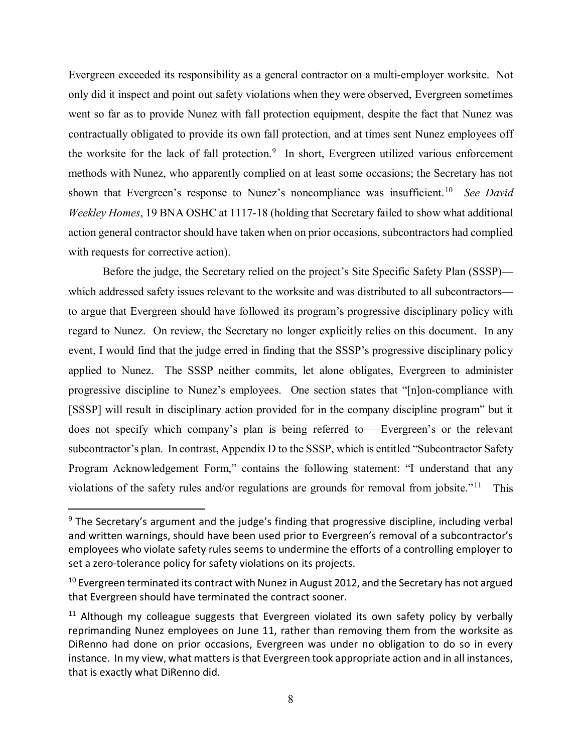Evergreen exceeded its responsibility as a general contractor on a multi-employer worksite. Not only did it inspect and point out safety violations when they were observed, Evergreen sometimes went so far as to provide Nunez with fall protection equipment, despite the fact that Nunez was contractually obligated to provide its own fall protection, and at times sent Nunez employees off the worksite for the lack of fall protection.[9] In short, Evergreen utilized various enforcement methods with Nunez, who apparently complied on at least some occasions; the Secretary has not shown that Evergreen's response to Nunez's noncompliance was insufficient.[10] *See David Weekley Homes*, 19 BNA OSHC at 1117-18 (holding that Secretary failed to show what additional action general contractor should have taken when on prior occasions, subcontractors had complied with requests for corrective action).

Before the judge, the Secretary relied on the project's Site Specific Safety Plan (SSSP)—which addressed safety issues relevant to the worksite and was distributed to all subcontractors—to argue that Evergreen should have followed its program's progressive disciplinary policy with regard to Nunez. On review, the Secretary no longer explicitly relies on this document. In any event, I would find that the judge erred in finding that the SSSP's progressive disciplinary policy applied to Nunez. The SSSP neither commits, let alone obligates, Evergreen to administer progressive discipline to Nunez's employees. One section states that "[n]on-compliance with [SSSP] will result in disciplinary action provided for in the company discipline program" but it does not specify which company's plan is being referred to——Evergreen's or the relevant subcontractor's plan. In contrast, Appendix D to the SSSP, which is entitled "Subcontractor Safety Program Acknowledgement Form," contains the following statement: "I understand that any violations of the safety rules and/or regulations are grounds for removal from jobsite."[11] This

---

[9] The Secretary's argument and the judge's finding that progressive discipline, including verbal and written warnings, should have been used prior to Evergreen's removal of a subcontractor's employees who violate safety rules seems to undermine the efforts of a controlling employer to set a zero-tolerance policy for safety violations on its projects.

[10] Evergreen terminated its contract with Nunez in August 2012, and the Secretary has not argued that Evergreen should have terminated the contract sooner.

[11] Although my colleague suggests that Evergreen violated its own safety policy by verbally reprimanding Nunez employees on June 11, rather than removing them from the worksite as DiRenno had done on prior occasions, Evergreen was under no obligation to do so in every instance. In my view, what matters is that Evergreen took appropriate action and in all instances, that is exactly what DiRenno did.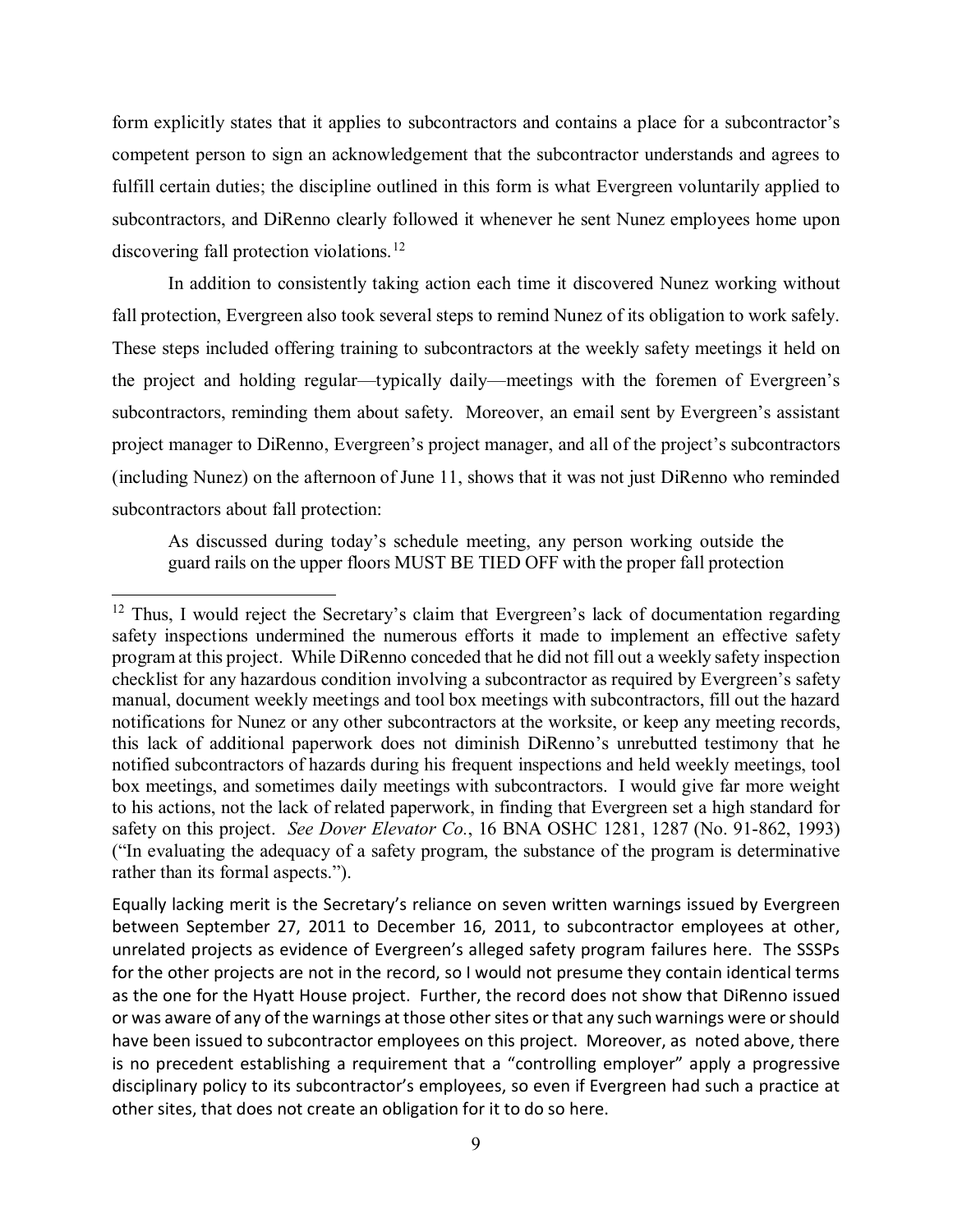form explicitly states that it applies to subcontractors and contains a place for a subcontractor's competent person to sign an acknowledgement that the subcontractor understands and agrees to fulfill certain duties; the discipline outlined in this form is what Evergreen voluntarily applied to subcontractors, and DiRenno clearly followed it whenever he sent Nunez employees home upon discovering fall protection violations.[12]

In addition to consistently taking action each time it discovered Nunez working without fall protection, Evergreen also took several steps to remind Nunez of its obligation to work safely. These steps included offering training to subcontractors at the weekly safety meetings it held on the project and holding regular—typically daily—meetings with the foremen of Evergreen's subcontractors, reminding them about safety. Moreover, an email sent by Evergreen's assistant project manager to DiRenno, Evergreen's project manager, and all of the project's subcontractors (including Nunez) on the afternoon of June 11, shows that it was not just DiRenno who reminded subcontractors about fall protection:

> As discussed during today's schedule meeting, any person working outside the guard rails on the upper floors MUST BE TIED OFF with the proper fall protection

---

[12] Thus, I would reject the Secretary's claim that Evergreen's lack of documentation regarding safety inspections undermined the numerous efforts it made to implement an effective safety program at this project. While DiRenno conceded that he did not fill out a weekly safety inspection checklist for any hazardous condition involving a subcontractor as required by Evergreen's safety manual, document weekly meetings and tool box meetings with subcontractors, fill out the hazard notifications for Nunez or any other subcontractors at the worksite, or keep any meeting records, this lack of additional paperwork does not diminish DiRenno's unrebutted testimony that he notified subcontractors of hazards during his frequent inspections and held weekly meetings, tool box meetings, and sometimes daily meetings with subcontractors. I would give far more weight to his actions, not the lack of related paperwork, in finding that Evergreen set a high standard for safety on this project. *See Dover Elevator Co.*, 16 BNA OSHC 1281, 1287 (No. 91-862, 1993) ("In evaluating the adequacy of a safety program, the substance of the program is determinative rather than its formal aspects.").

Equally lacking merit is the Secretary's reliance on seven written warnings issued by Evergreen between September 27, 2011 to December 16, 2011, to subcontractor employees at other, unrelated projects as evidence of Evergreen's alleged safety program failures here. The SSSPs for the other projects are not in the record, so I would not presume they contain identical terms as the one for the Hyatt House project. Further, the record does not show that DiRenno issued or was aware of any of the warnings at those other sites or that any such warnings were or should have been issued to subcontractor employees on this project. Moreover, as noted above, there is no precedent establishing a requirement that a "controlling employer" apply a progressive disciplinary policy to its subcontractor's employees, so even if Evergreen had such a practice at other sites, that does not create an obligation for it to do so here.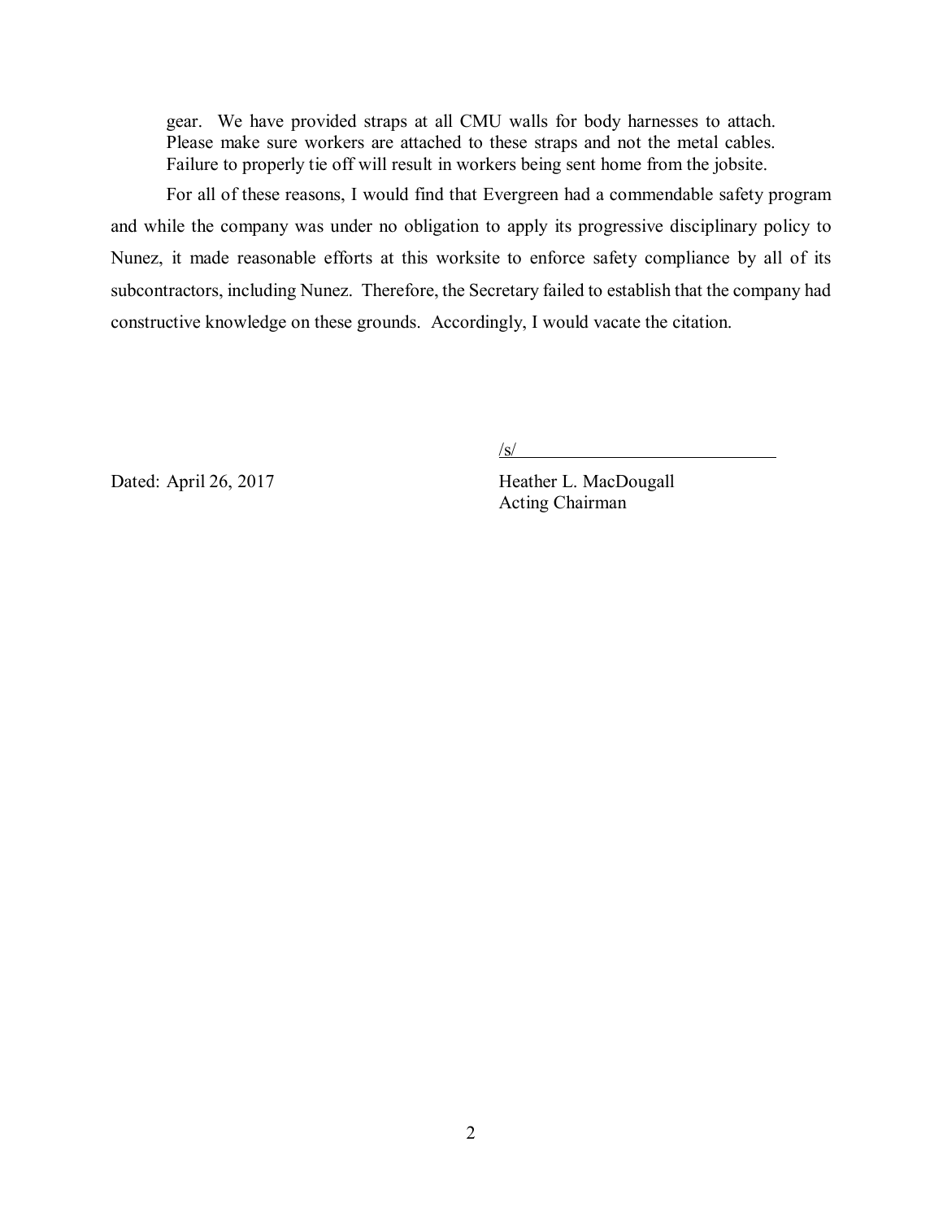> gear. We have provided straps at all CMU walls for body harnesses to attach. Please make sure workers are attached to these straps and not the metal cables. Failure to properly tie off will result in workers being sent home from the jobsite.

For all of these reasons, I would find that Evergreen had a commendable safety program and while the company was under no obligation to apply its progressive disciplinary policy to Nunez, it made reasonable efforts at this worksite to enforce safety compliance by all of its subcontractors, including Nunez. Therefore, the Secretary failed to establish that the company had constructive knowledge on these grounds. Accordingly, I would vacate the citation.

/s/

Dated: April 26, 2017

Heather L. MacDougall
Acting Chairman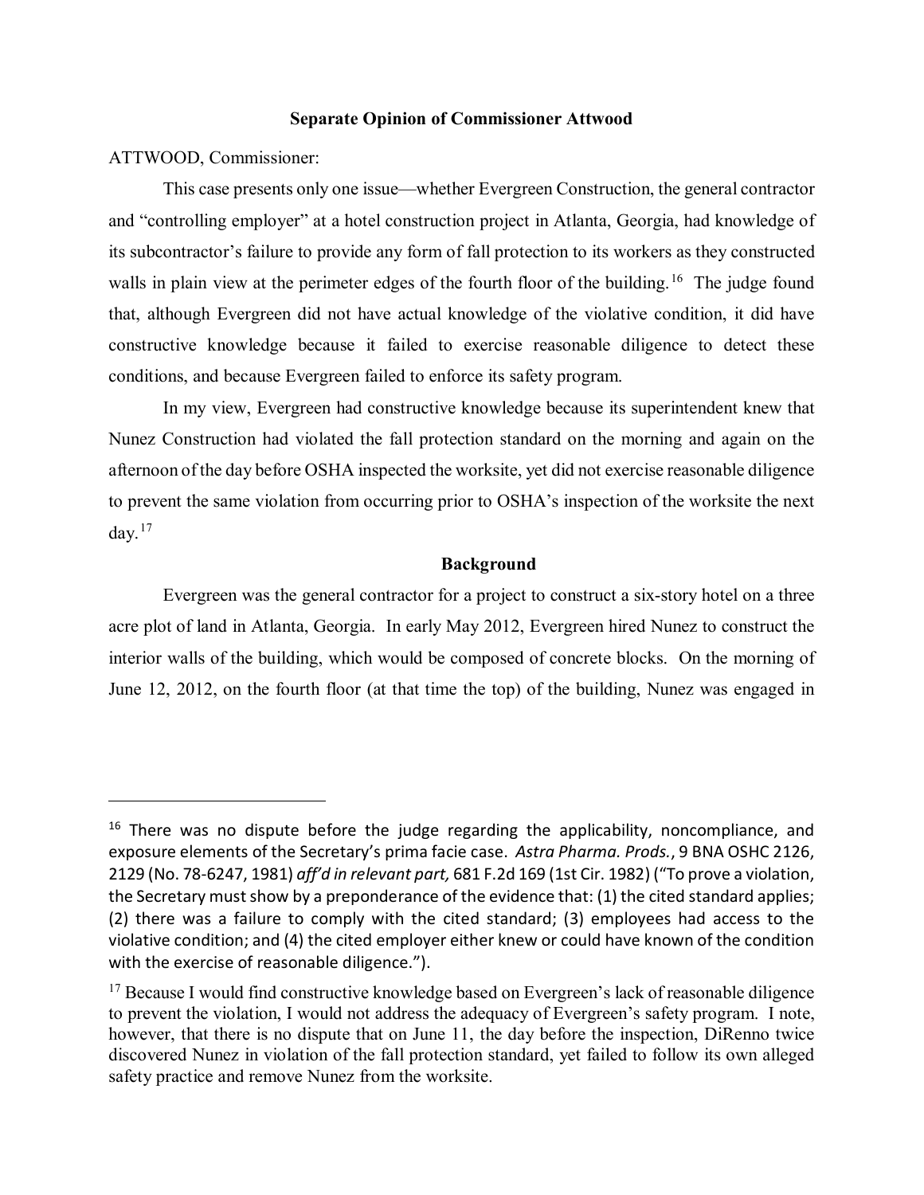**Separate Opinion of Commissioner Attwood**

ATTWOOD, Commissioner:

This case presents only one issue—whether Evergreen Construction, the general contractor and "controlling employer" at a hotel construction project in Atlanta, Georgia, had knowledge of its subcontractor's failure to provide any form of fall protection to its workers as they constructed walls in plain view at the perimeter edges of the fourth floor of the building.[16] The judge found that, although Evergreen did not have actual knowledge of the violative condition, it did have constructive knowledge because it failed to exercise reasonable diligence to detect these conditions, and because Evergreen failed to enforce its safety program.

In my view, Evergreen had constructive knowledge because its superintendent knew that Nunez Construction had violated the fall protection standard on the morning and again on the afternoon of the day before OSHA inspected the worksite, yet did not exercise reasonable diligence to prevent the same violation from occurring prior to OSHA's inspection of the worksite the next day.[17]

**Background**

Evergreen was the general contractor for a project to construct a six-story hotel on a three acre plot of land in Atlanta, Georgia. In early May 2012, Evergreen hired Nunez to construct the interior walls of the building, which would be composed of concrete blocks. On the morning of June 12, 2012, on the fourth floor (at that time the top) of the building, Nunez was engaged in

---

[16] There was no dispute before the judge regarding the applicability, noncompliance, and exposure elements of the Secretary's prima facie case. *Astra Pharma. Prods.*, 9 BNA OSHC 2126, 2129 (No. 78-6247, 1981) *aff'd in relevant part,* 681 F.2d 169 (1st Cir. 1982) ("To prove a violation, the Secretary must show by a preponderance of the evidence that: (1) the cited standard applies; (2) there was a failure to comply with the cited standard; (3) employees had access to the violative condition; and (4) the cited employer either knew or could have known of the condition with the exercise of reasonable diligence.").

[17] Because I would find constructive knowledge based on Evergreen's lack of reasonable diligence to prevent the violation, I would not address the adequacy of Evergreen's safety program. I note, however, that there is no dispute that on June 11, the day before the inspection, DiRenno twice discovered Nunez in violation of the fall protection standard, yet failed to follow its own alleged safety practice and remove Nunez from the worksite.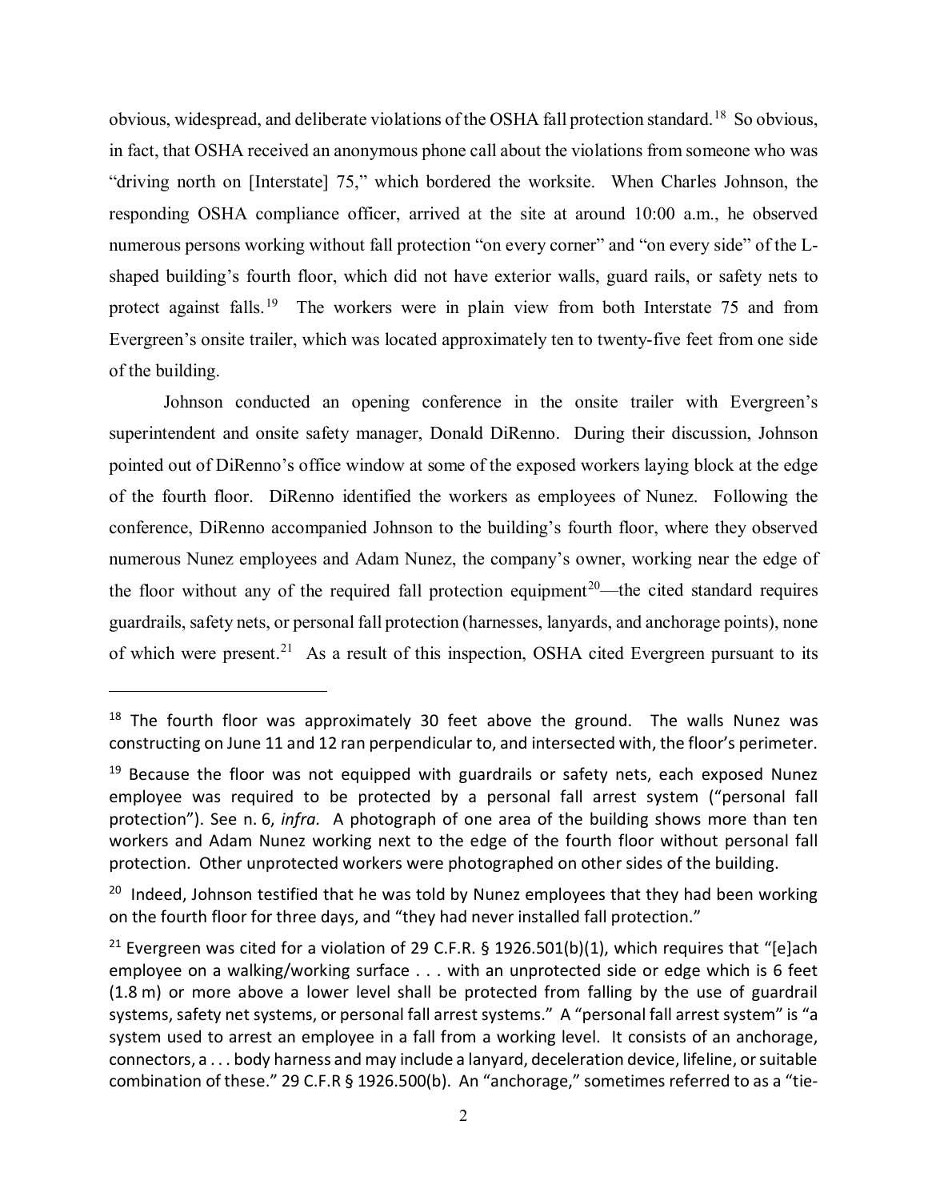obvious, widespread, and deliberate violations of the OSHA fall protection standard.[18] So obvious, in fact, that OSHA received an anonymous phone call about the violations from someone who was "driving north on [Interstate] 75," which bordered the worksite. When Charles Johnson, the responding OSHA compliance officer, arrived at the site at around 10:00 a.m., he observed numerous persons working without fall protection "on every corner" and "on every side" of the L-shaped building's fourth floor, which did not have exterior walls, guard rails, or safety nets to protect against falls.[19] The workers were in plain view from both Interstate 75 and from Evergreen's onsite trailer, which was located approximately ten to twenty-five feet from one side of the building.

Johnson conducted an opening conference in the onsite trailer with Evergreen's superintendent and onsite safety manager, Donald DiRenno. During their discussion, Johnson pointed out of DiRenno's office window at some of the exposed workers laying block at the edge of the fourth floor. DiRenno identified the workers as employees of Nunez. Following the conference, DiRenno accompanied Johnson to the building's fourth floor, where they observed numerous Nunez employees and Adam Nunez, the company's owner, working near the edge of the floor without any of the required fall protection equipment[20]—the cited standard requires guardrails, safety nets, or personal fall protection (harnesses, lanyards, and anchorage points), none of which were present.[21] As a result of this inspection, OSHA cited Evergreen pursuant to its

---

[18] The fourth floor was approximately 30 feet above the ground. The walls Nunez was constructing on June 11 and 12 ran perpendicular to, and intersected with, the floor's perimeter.

[19] Because the floor was not equipped with guardrails or safety nets, each exposed Nunez employee was required to be protected by a personal fall arrest system ("personal fall protection"). See n. 6, *infra*. A photograph of one area of the building shows more than ten workers and Adam Nunez working next to the edge of the fourth floor without personal fall protection. Other unprotected workers were photographed on other sides of the building.

[20] Indeed, Johnson testified that he was told by Nunez employees that they had been working on the fourth floor for three days, and "they had never installed fall protection."

[21] Evergreen was cited for a violation of 29 C.F.R. § 1926.501(b)(1), which requires that "[e]ach employee on a walking/working surface . . . with an unprotected side or edge which is 6 feet (1.8 m) or more above a lower level shall be protected from falling by the use of guardrail systems, safety net systems, or personal fall arrest systems." A "personal fall arrest system" is "a system used to arrest an employee in a fall from a working level. It consists of an anchorage, connectors, a . . . body harness and may include a lanyard, deceleration device, lifeline, or suitable combination of these." 29 C.F.R § 1926.500(b). An "anchorage," sometimes referred to as a "tie-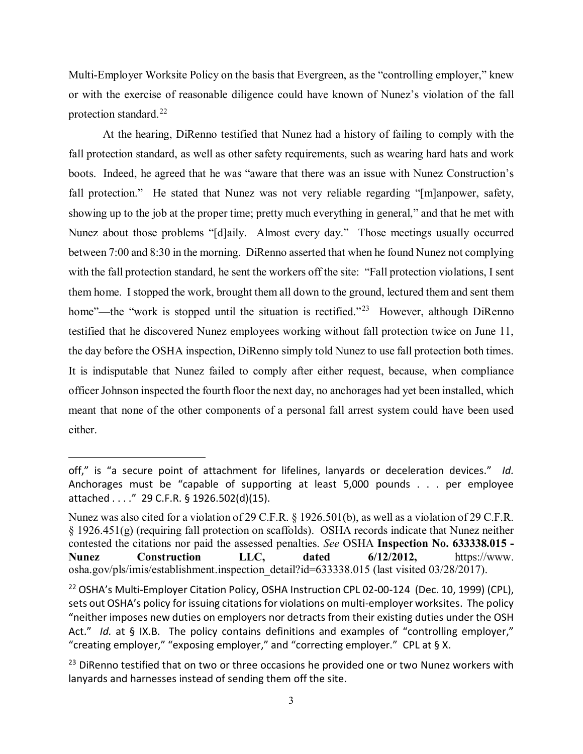Multi-Employer Worksite Policy on the basis that Evergreen, as the "controlling employer," knew or with the exercise of reasonable diligence could have known of Nunez's violation of the fall protection standard.[22]

At the hearing, DiRenno testified that Nunez had a history of failing to comply with the fall protection standard, as well as other safety requirements, such as wearing hard hats and work boots. Indeed, he agreed that he was "aware that there was an issue with Nunez Construction's fall protection." He stated that Nunez was not very reliable regarding "[m]anpower, safety, showing up to the job at the proper time; pretty much everything in general," and that he met with Nunez about those problems "[d]aily. Almost every day." Those meetings usually occurred between 7:00 and 8:30 in the morning. DiRenno asserted that when he found Nunez not complying with the fall protection standard, he sent the workers off the site: "Fall protection violations, I sent them home. I stopped the work, brought them all down to the ground, lectured them and sent them home"—the "work is stopped until the situation is rectified."[23] However, although DiRenno testified that he discovered Nunez employees working without fall protection twice on June 11, the day before the OSHA inspection, DiRenno simply told Nunez to use fall protection both times. It is indisputable that Nunez failed to comply after either request, because, when compliance officer Johnson inspected the fourth floor the next day, no anchorages had yet been installed, which meant that none of the other components of a personal fall arrest system could have been used either.

---

off," is "a secure point of attachment for lifelines, lanyards or deceleration devices." *Id.* Anchorages must be "capable of supporting at least 5,000 pounds . . . per employee attached . . . ." 29 C.F.R. § 1926.502(d)(15).

Nunez was also cited for a violation of 29 C.F.R. § 1926.501(b), as well as a violation of 29 C.F.R. § 1926.451(g) (requiring fall protection on scaffolds). OSHA records indicate that Nunez neither contested the citations nor paid the assessed penalties. *See* OSHA **Inspection No. 633338.015 - Nunez Construction LLC, dated 6/12/2012,** https://www.osha.gov/pls/imis/establishment.inspection_detail?id=633338.015 (last visited 03/28/2017).

[22] OSHA's Multi-Employer Citation Policy, OSHA Instruction CPL 02-00-124 (Dec. 10, 1999) (CPL), sets out OSHA's policy for issuing citations for violations on multi-employer worksites. The policy "neither imposes new duties on employers nor detracts from their existing duties under the OSH Act." *Id.* at § IX.B. The policy contains definitions and examples of "controlling employer," "creating employer," "exposing employer," and "correcting employer." CPL at § X.

[23] DiRenno testified that on two or three occasions he provided one or two Nunez workers with lanyards and harnesses instead of sending them off the site.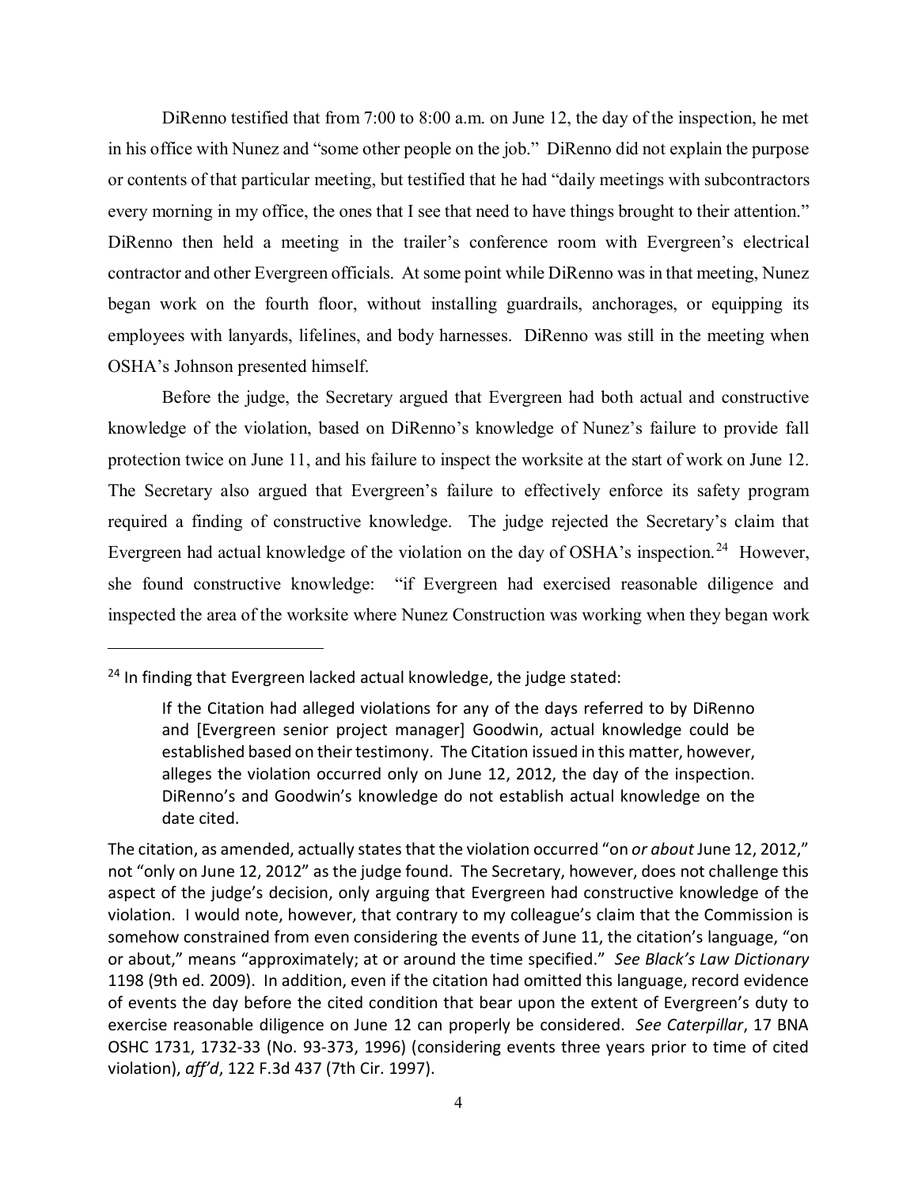DiRenno testified that from 7:00 to 8:00 a.m. on June 12, the day of the inspection, he met in his office with Nunez and "some other people on the job." DiRenno did not explain the purpose or contents of that particular meeting, but testified that he had "daily meetings with subcontractors every morning in my office, the ones that I see that need to have things brought to their attention." DiRenno then held a meeting in the trailer's conference room with Evergreen's electrical contractor and other Evergreen officials. At some point while DiRenno was in that meeting, Nunez began work on the fourth floor, without installing guardrails, anchorages, or equipping its employees with lanyards, lifelines, and body harnesses. DiRenno was still in the meeting when OSHA's Johnson presented himself.

Before the judge, the Secretary argued that Evergreen had both actual and constructive knowledge of the violation, based on DiRenno's knowledge of Nunez's failure to provide fall protection twice on June 11, and his failure to inspect the worksite at the start of work on June 12. The Secretary also argued that Evergreen's failure to effectively enforce its safety program required a finding of constructive knowledge. The judge rejected the Secretary's claim that Evergreen had actual knowledge of the violation on the day of OSHA's inspection.[24] However, she found constructive knowledge: "if Evergreen had exercised reasonable diligence and inspected the area of the worksite where Nunez Construction was working when they began work

---

[24] In finding that Evergreen lacked actual knowledge, the judge stated:

> If the Citation had alleged violations for any of the days referred to by DiRenno and [Evergreen senior project manager] Goodwin, actual knowledge could be established based on their testimony. The Citation issued in this matter, however, alleges the violation occurred only on June 12, 2012, the day of the inspection. DiRenno's and Goodwin's knowledge do not establish actual knowledge on the date cited.

The citation, as amended, actually states that the violation occurred "on *or about* June 12, 2012," not "only on June 12, 2012" as the judge found. The Secretary, however, does not challenge this aspect of the judge's decision, only arguing that Evergreen had constructive knowledge of the violation. I would note, however, that contrary to my colleague's claim that the Commission is somehow constrained from even considering the events of June 11, the citation's language, "on or about," means "approximately; at or around the time specified." *See Black's Law Dictionary* 1198 (9th ed. 2009). In addition, even if the citation had omitted this language, record evidence of events the day before the cited condition that bear upon the extent of Evergreen's duty to exercise reasonable diligence on June 12 can properly be considered. *See Caterpillar*, 17 BNA OSHC 1731, 1732-33 (No. 93-373, 1996) (considering events three years prior to time of cited violation), *aff'd*, 122 F.3d 437 (7th Cir. 1997).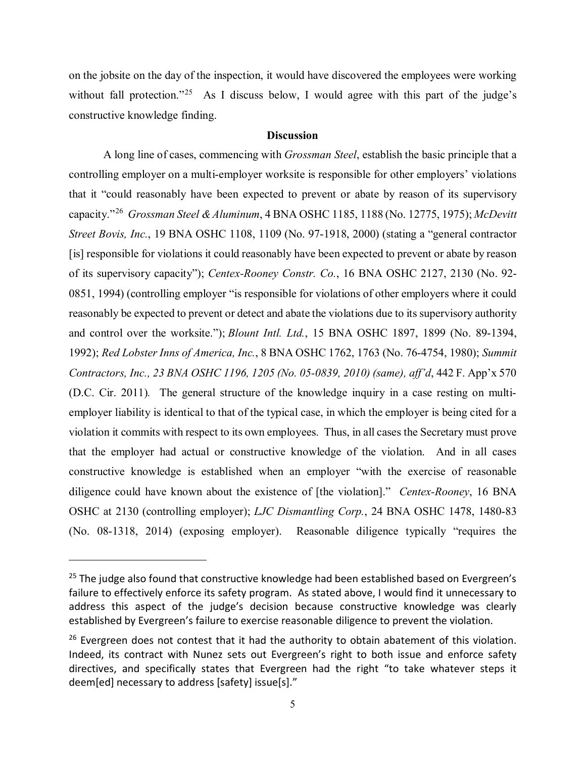on the jobsite on the day of the inspection, it would have discovered the employees were working without fall protection."[25] As I discuss below, I would agree with this part of the judge's constructive knowledge finding.

**Discussion**

A long line of cases, commencing with *Grossman Steel*, establish the basic principle that a controlling employer on a multi-employer worksite is responsible for other employers' violations that it "could reasonably have been expected to prevent or abate by reason of its supervisory capacity."[26] *Grossman Steel & Aluminum*, 4 BNA OSHC 1185, 1188 (No. 12775, 1975); *McDevitt Street Bovis, Inc.*, 19 BNA OSHC 1108, 1109 (No. 97-1918, 2000) (stating a "general contractor [is] responsible for violations it could reasonably have been expected to prevent or abate by reason of its supervisory capacity"); *Centex-Rooney Constr. Co.*, 16 BNA OSHC 2127, 2130 (No. 92-0851, 1994) (controlling employer "is responsible for violations of other employers where it could reasonably be expected to prevent or detect and abate the violations due to its supervisory authority and control over the worksite."); *Blount Intl. Ltd.*, 15 BNA OSHC 1897, 1899 (No. 89-1394, 1992); *Red Lobster Inns of America, Inc.*, 8 BNA OSHC 1762, 1763 (No. 76-4754, 1980); *Summit Contractors, Inc., 23 BNA OSHC 1196, 1205 (No. 05-0839, 2010) (same), aff'd*, 442 F. App'x 570 (D.C. Cir. 2011). The general structure of the knowledge inquiry in a case resting on multi-employer liability is identical to that of the typical case, in which the employer is being cited for a violation it commits with respect to its own employees. Thus, in all cases the Secretary must prove that the employer had actual or constructive knowledge of the violation. And in all cases constructive knowledge is established when an employer "with the exercise of reasonable diligence could have known about the existence of [the violation]." *Centex-Rooney*, 16 BNA OSHC at 2130 (controlling employer); *LJC Dismantling Corp.*, 24 BNA OSHC 1478, 1480-83 (No. 08-1318, 2014) (exposing employer). Reasonable diligence typically "requires the

---

[25] The judge also found that constructive knowledge had been established based on Evergreen's failure to effectively enforce its safety program. As stated above, I would find it unnecessary to address this aspect of the judge's decision because constructive knowledge was clearly established by Evergreen's failure to exercise reasonable diligence to prevent the violation.

[26] Evergreen does not contest that it had the authority to obtain abatement of this violation. Indeed, its contract with Nunez sets out Evergreen's right to both issue and enforce safety directives, and specifically states that Evergreen had the right "to take whatever steps it deem[ed] necessary to address [safety] issue[s]."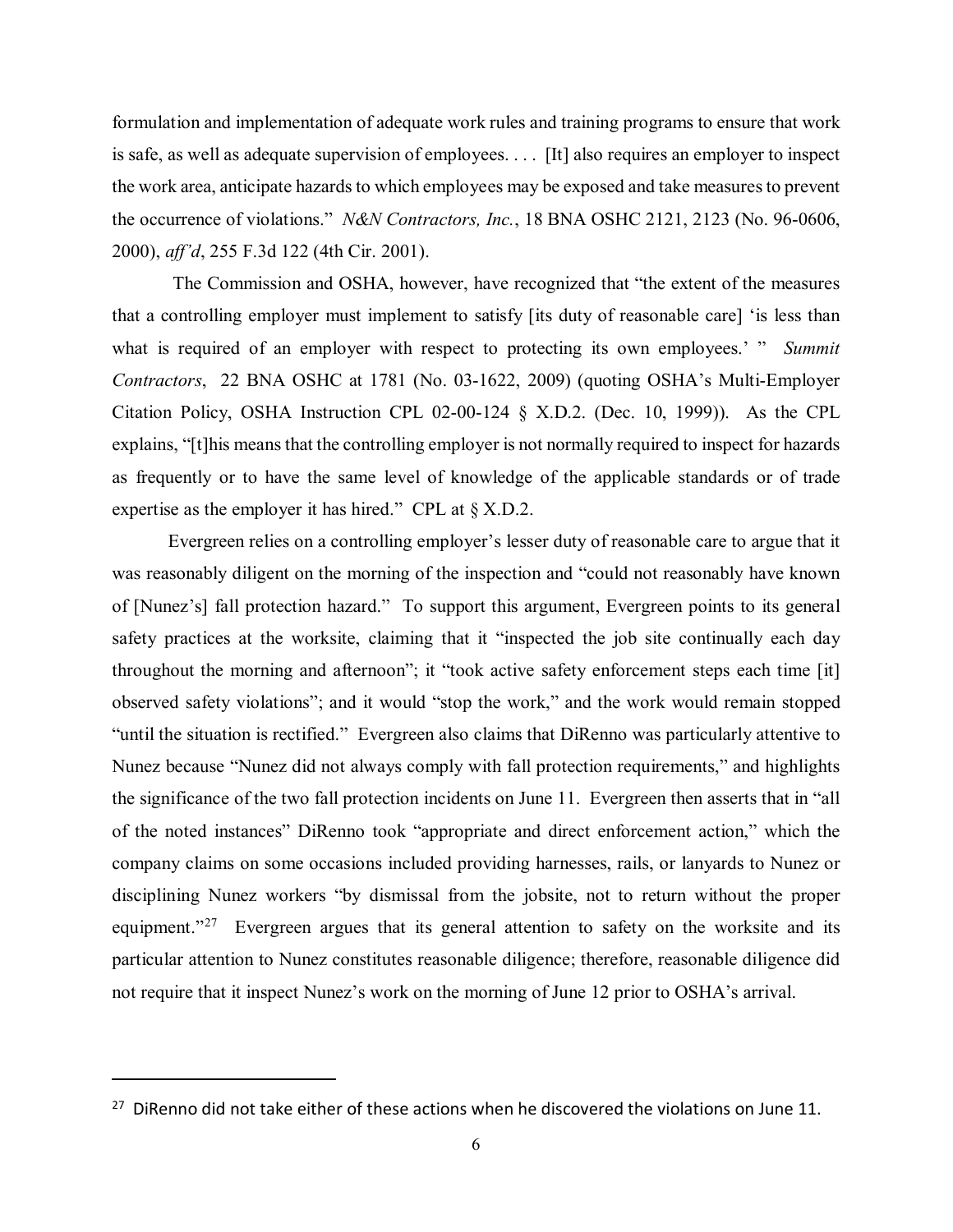formulation and implementation of adequate work rules and training programs to ensure that work is safe, as well as adequate supervision of employees. . . . [It] also requires an employer to inspect the work area, anticipate hazards to which employees may be exposed and take measures to prevent the occurrence of violations." *N&N Contractors, Inc.*, 18 BNA OSHC 2121, 2123 (No. 96-0606, 2000), *aff'd*, 255 F.3d 122 (4th Cir. 2001).

The Commission and OSHA, however, have recognized that "the extent of the measures that a controlling employer must implement to satisfy [its duty of reasonable care] 'is less than what is required of an employer with respect to protecting its own employees.' " *Summit Contractors*, 22 BNA OSHC at 1781 (No. 03-1622, 2009) (quoting OSHA's Multi-Employer Citation Policy, OSHA Instruction CPL 02-00-124 § X.D.2. (Dec. 10, 1999)). As the CPL explains, "[t]his means that the controlling employer is not normally required to inspect for hazards as frequently or to have the same level of knowledge of the applicable standards or of trade expertise as the employer it has hired." CPL at § X.D.2.

Evergreen relies on a controlling employer's lesser duty of reasonable care to argue that it was reasonably diligent on the morning of the inspection and "could not reasonably have known of [Nunez's] fall protection hazard." To support this argument, Evergreen points to its general safety practices at the worksite, claiming that it "inspected the job site continually each day throughout the morning and afternoon"; it "took active safety enforcement steps each time [it] observed safety violations"; and it would "stop the work," and the work would remain stopped "until the situation is rectified." Evergreen also claims that DiRenno was particularly attentive to Nunez because "Nunez did not always comply with fall protection requirements," and highlights the significance of the two fall protection incidents on June 11. Evergreen then asserts that in "all of the noted instances" DiRenno took "appropriate and direct enforcement action," which the company claims on some occasions included providing harnesses, rails, or lanyards to Nunez or disciplining Nunez workers "by dismissal from the jobsite, not to return without the proper equipment."[27] Evergreen argues that its general attention to safety on the worksite and its particular attention to Nunez constitutes reasonable diligence; therefore, reasonable diligence did not require that it inspect Nunez's work on the morning of June 12 prior to OSHA's arrival.

---

[27] DiRenno did not take either of these actions when he discovered the violations on June 11.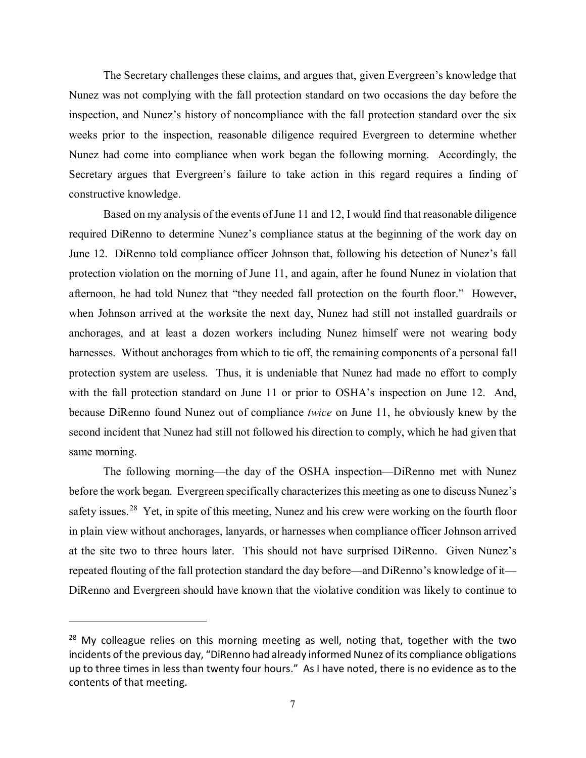The Secretary challenges these claims, and argues that, given Evergreen's knowledge that Nunez was not complying with the fall protection standard on two occasions the day before the inspection, and Nunez's history of noncompliance with the fall protection standard over the six weeks prior to the inspection, reasonable diligence required Evergreen to determine whether Nunez had come into compliance when work began the following morning. Accordingly, the Secretary argues that Evergreen's failure to take action in this regard requires a finding of constructive knowledge.

Based on my analysis of the events of June 11 and 12, I would find that reasonable diligence required DiRenno to determine Nunez's compliance status at the beginning of the work day on June 12. DiRenno told compliance officer Johnson that, following his detection of Nunez's fall protection violation on the morning of June 11, and again, after he found Nunez in violation that afternoon, he had told Nunez that "they needed fall protection on the fourth floor." However, when Johnson arrived at the worksite the next day, Nunez had still not installed guardrails or anchorages, and at least a dozen workers including Nunez himself were not wearing body harnesses. Without anchorages from which to tie off, the remaining components of a personal fall protection system are useless. Thus, it is undeniable that Nunez had made no effort to comply with the fall protection standard on June 11 or prior to OSHA's inspection on June 12. And, because DiRenno found Nunez out of compliance *twice* on June 11, he obviously knew by the second incident that Nunez had still not followed his direction to comply, which he had given that same morning.

The following morning—the day of the OSHA inspection—DiRenno met with Nunez before the work began. Evergreen specifically characterizes this meeting as one to discuss Nunez's safety issues.[28] Yet, in spite of this meeting, Nunez and his crew were working on the fourth floor in plain view without anchorages, lanyards, or harnesses when compliance officer Johnson arrived at the site two to three hours later. This should not have surprised DiRenno. Given Nunez's repeated flouting of the fall protection standard the day before—and DiRenno's knowledge of it—DiRenno and Evergreen should have known that the violative condition was likely to continue to

---

[28] My colleague relies on this morning meeting as well, noting that, together with the two incidents of the previous day, "DiRenno had already informed Nunez of its compliance obligations up to three times in less than twenty four hours." As I have noted, there is no evidence as to the contents of that meeting.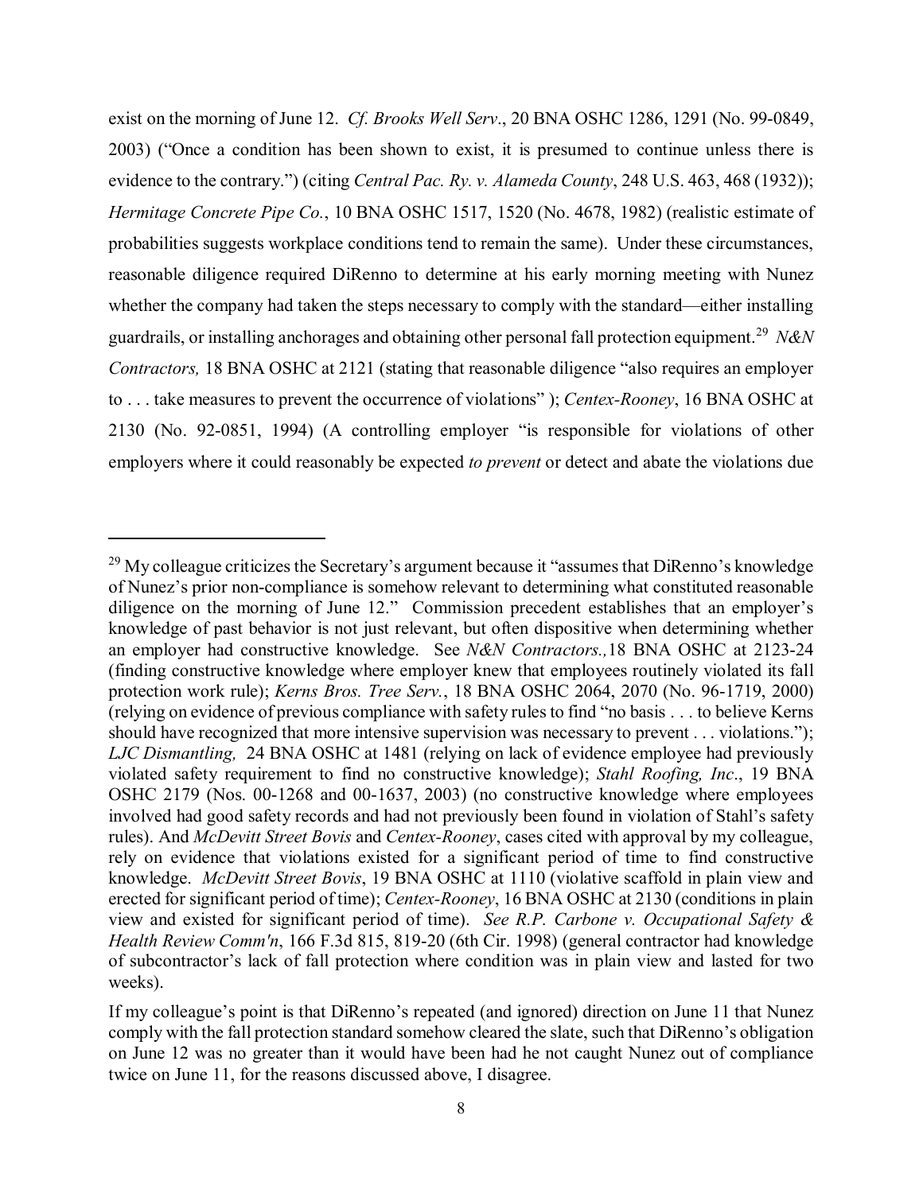exist on the morning of June 12. *Cf. Brooks Well Serv*., 20 BNA OSHC 1286, 1291 (No. 99-0849, 2003) ("Once a condition has been shown to exist, it is presumed to continue unless there is evidence to the contrary.") (citing *Central Pac. Ry. v. Alameda County*, 248 U.S. 463, 468 (1932)); *Hermitage Concrete Pipe Co.*, 10 BNA OSHC 1517, 1520 (No. 4678, 1982) (realistic estimate of probabilities suggests workplace conditions tend to remain the same). Under these circumstances, reasonable diligence required DiRenno to determine at his early morning meeting with Nunez whether the company had taken the steps necessary to comply with the standard—either installing guardrails, or installing anchorages and obtaining other personal fall protection equipment.[29] *N&N Contractors,* 18 BNA OSHC at 2121 (stating that reasonable diligence "also requires an employer to . . . take measures to prevent the occurrence of violations" ); *Centex-Rooney*, 16 BNA OSHC at 2130 (No. 92-0851, 1994) (A controlling employer "is responsible for violations of other employers where it could reasonably be expected *to prevent* or detect and abate the violations due

---

[29] My colleague criticizes the Secretary's argument because it "assumes that DiRenno's knowledge of Nunez's prior non-compliance is somehow relevant to determining what constituted reasonable diligence on the morning of June 12." Commission precedent establishes that an employer's knowledge of past behavior is not just relevant, but often dispositive when determining whether an employer had constructive knowledge. See *N&N Contractors.,* 18 BNA OSHC at 2123-24 (finding constructive knowledge where employer knew that employees routinely violated its fall protection work rule); *Kerns Bros. Tree Serv.*, 18 BNA OSHC 2064, 2070 (No. 96-1719, 2000) (relying on evidence of previous compliance with safety rules to find "no basis . . . to believe Kerns should have recognized that more intensive supervision was necessary to prevent . . . violations."); *LJC Dismantling,* 24 BNA OSHC at 1481 (relying on lack of evidence employee had previously violated safety requirement to find no constructive knowledge); *Stahl Roofing, Inc*., 19 BNA OSHC 2179 (Nos. 00-1268 and 00-1637, 2003) (no constructive knowledge where employees involved had good safety records and had not previously been found in violation of Stahl's safety rules). And *McDevitt Street Bovis* and *Centex-Rooney*, cases cited with approval by my colleague, rely on evidence that violations existed for a significant period of time to find constructive knowledge. *McDevitt Street Bovis*, 19 BNA OSHC at 1110 (violative scaffold in plain view and erected for significant period of time); *Centex-Rooney*, 16 BNA OSHC at 2130 (conditions in plain view and existed for significant period of time). *See R.P. Carbone v. Occupational Safety & Health Review Comm'n*, 166 F.3d 815, 819-20 (6th Cir. 1998) (general contractor had knowledge of subcontractor's lack of fall protection where condition was in plain view and lasted for two weeks).

If my colleague's point is that DiRenno's repeated (and ignored) direction on June 11 that Nunez comply with the fall protection standard somehow cleared the slate, such that DiRenno's obligation on June 12 was no greater than it would have been had he not caught Nunez out of compliance twice on June 11, for the reasons discussed above, I disagree.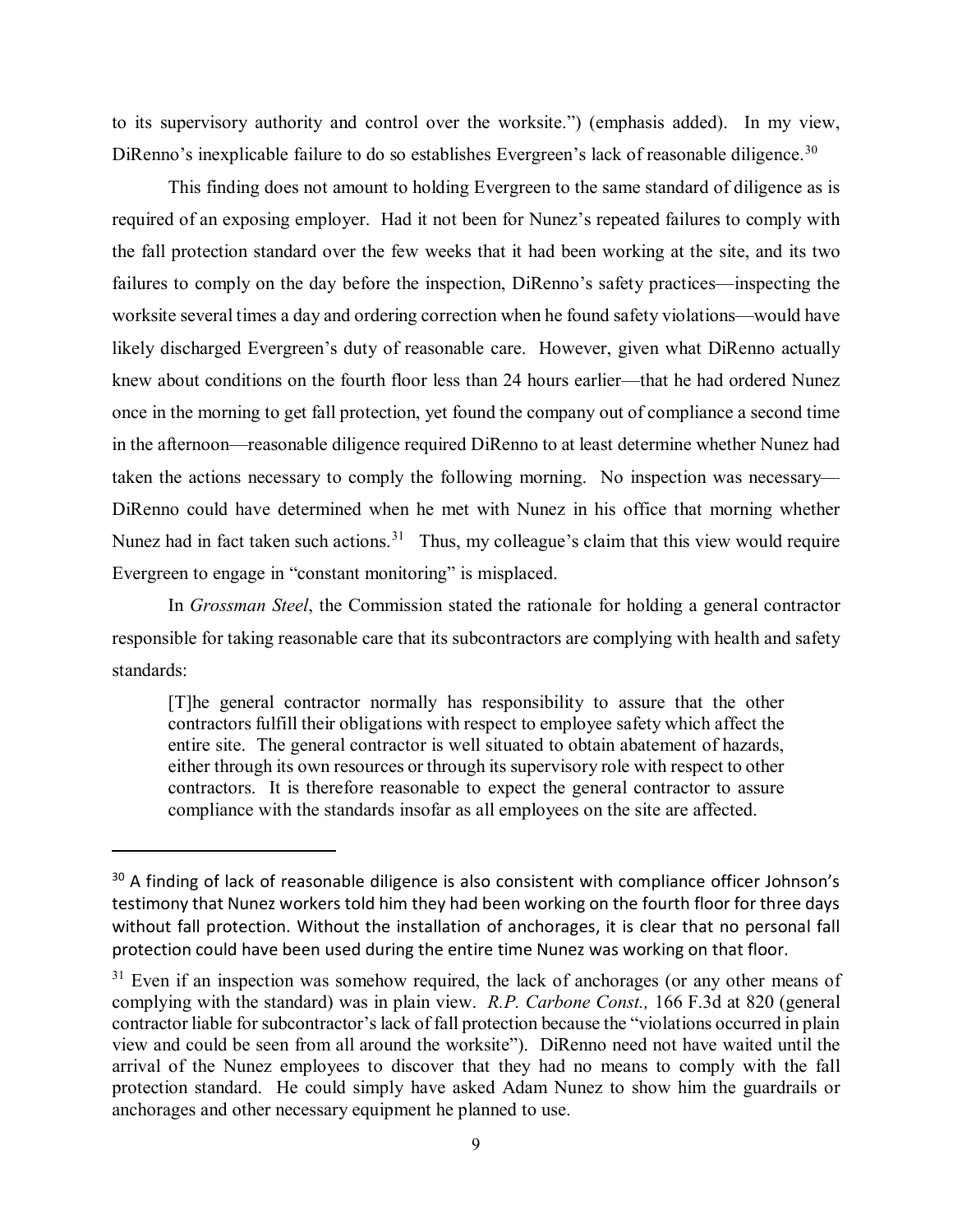to its supervisory authority and control over the worksite.") (emphasis added). In my view, DiRenno's inexplicable failure to do so establishes Evergreen's lack of reasonable diligence.[30]

This finding does not amount to holding Evergreen to the same standard of diligence as is required of an exposing employer. Had it not been for Nunez's repeated failures to comply with the fall protection standard over the few weeks that it had been working at the site, and its two failures to comply on the day before the inspection, DiRenno's safety practices—inspecting the worksite several times a day and ordering correction when he found safety violations—would have likely discharged Evergreen's duty of reasonable care. However, given what DiRenno actually knew about conditions on the fourth floor less than 24 hours earlier—that he had ordered Nunez once in the morning to get fall protection, yet found the company out of compliance a second time in the afternoon—reasonable diligence required DiRenno to at least determine whether Nunez had taken the actions necessary to comply the following morning. No inspection was necessary—DiRenno could have determined when he met with Nunez in his office that morning whether Nunez had in fact taken such actions.[31] Thus, my colleague's claim that this view would require Evergreen to engage in "constant monitoring" is misplaced.

In *Grossman Steel*, the Commission stated the rationale for holding a general contractor responsible for taking reasonable care that its subcontractors are complying with health and safety standards:

> [T]he general contractor normally has responsibility to assure that the other contractors fulfill their obligations with respect to employee safety which affect the entire site. The general contractor is well situated to obtain abatement of hazards, either through its own resources or through its supervisory role with respect to other contractors. It is therefore reasonable to expect the general contractor to assure compliance with the standards insofar as all employees on the site are affected.

---

[30] A finding of lack of reasonable diligence is also consistent with compliance officer Johnson's testimony that Nunez workers told him they had been working on the fourth floor for three days without fall protection. Without the installation of anchorages, it is clear that no personal fall protection could have been used during the entire time Nunez was working on that floor.

[31] Even if an inspection was somehow required, the lack of anchorages (or any other means of complying with the standard) was in plain view. *R.P. Carbone Const.,* 166 F.3d at 820 (general contractor liable for subcontractor's lack of fall protection because the "violations occurred in plain view and could be seen from all around the worksite"). DiRenno need not have waited until the arrival of the Nunez employees to discover that they had no means to comply with the fall protection standard. He could simply have asked Adam Nunez to show him the guardrails or anchorages and other necessary equipment he planned to use.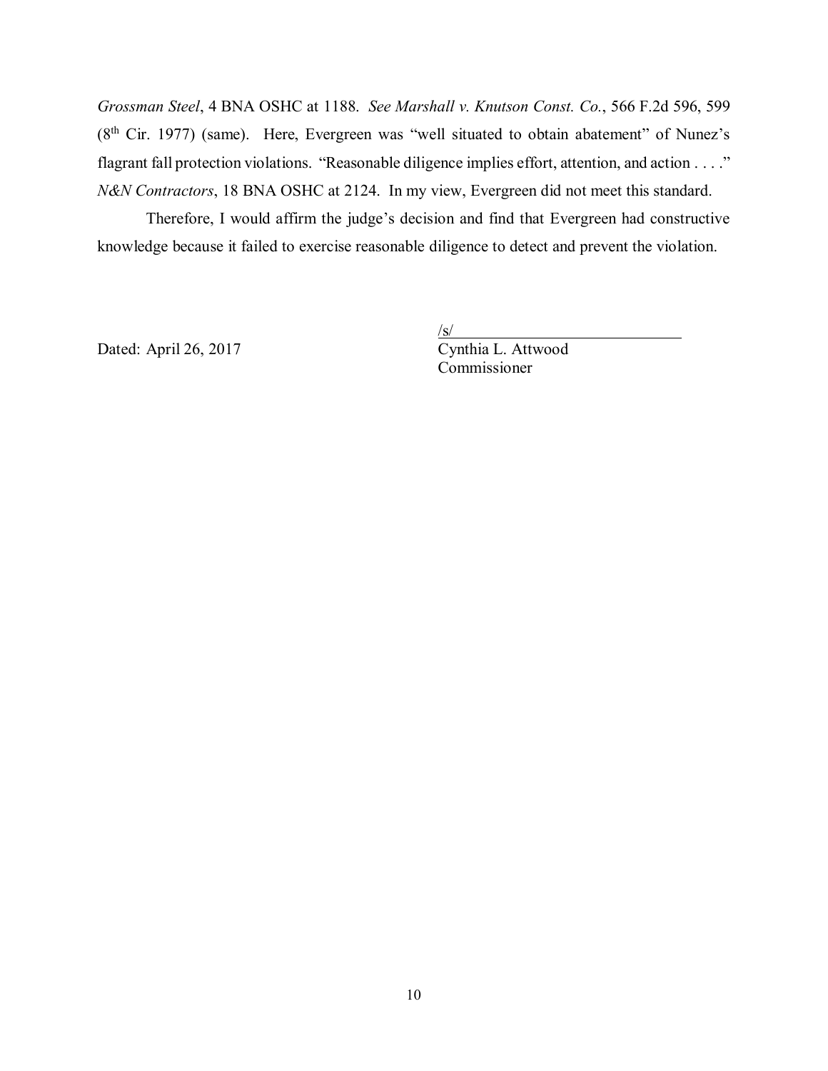*Grossman Steel*, 4 BNA OSHC at 1188. *See Marshall v. Knutson Const. Co.*, 566 F.2d 596, 599 (8th Cir. 1977) (same). Here, Evergreen was "well situated to obtain abatement" of Nunez's flagrant fall protection violations. "Reasonable diligence implies effort, attention, and action . . . ." *N&N Contractors*, 18 BNA OSHC at 2124. In my view, Evergreen did not meet this standard.

Therefore, I would affirm the judge's decision and find that Evergreen had constructive knowledge because it failed to exercise reasonable diligence to detect and prevent the violation.

Dated: April 26, 2017

/s/
Cynthia L. Attwood
Commissioner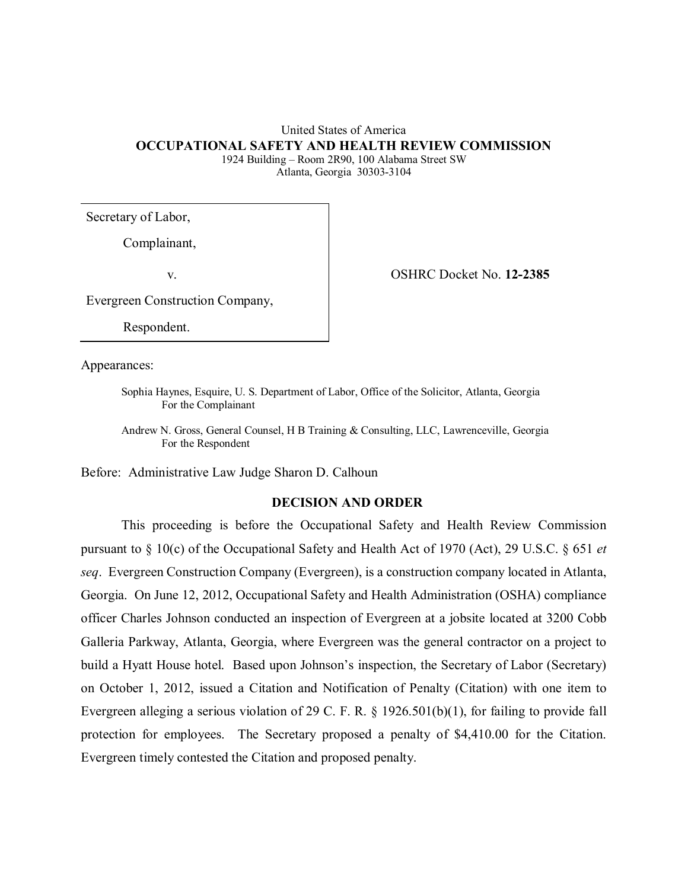United States of America
**OCCUPATIONAL SAFETY AND HEALTH REVIEW COMMISSION**
1924 Building – Room 2R90, 100 Alabama Street SW
Atlanta, Georgia 30303-3104

| | |
|---|---|
| Secretary of Labor, Complainant, v. Evergreen Construction Company, Respondent. | OSHRC Docket No. **12-2385** |

Appearances:

Sophia Haynes, Esquire, U. S. Department of Labor, Office of the Solicitor, Atlanta, Georgia
For the Complainant

Andrew N. Gross, General Counsel, H B Training & Consulting, LLC, Lawrenceville, Georgia
For the Respondent

Before: Administrative Law Judge Sharon D. Calhoun

**DECISION AND ORDER**

This proceeding is before the Occupational Safety and Health Review Commission pursuant to § 10(c) of the Occupational Safety and Health Act of 1970 (Act), 29 U.S.C. § 651 *et seq*. Evergreen Construction Company (Evergreen), is a construction company located in Atlanta, Georgia. On June 12, 2012, Occupational Safety and Health Administration (OSHA) compliance officer Charles Johnson conducted an inspection of Evergreen at a jobsite located at 3200 Cobb Galleria Parkway, Atlanta, Georgia, where Evergreen was the general contractor on a project to build a Hyatt House hotel. Based upon Johnson's inspection, the Secretary of Labor (Secretary) on October 1, 2012, issued a Citation and Notification of Penalty (Citation) with one item to Evergreen alleging a serious violation of 29 C. F. R. § 1926.501(b)(1), for failing to provide fall protection for employees. The Secretary proposed a penalty of $4,410.00 for the Citation. Evergreen timely contested the Citation and proposed penalty.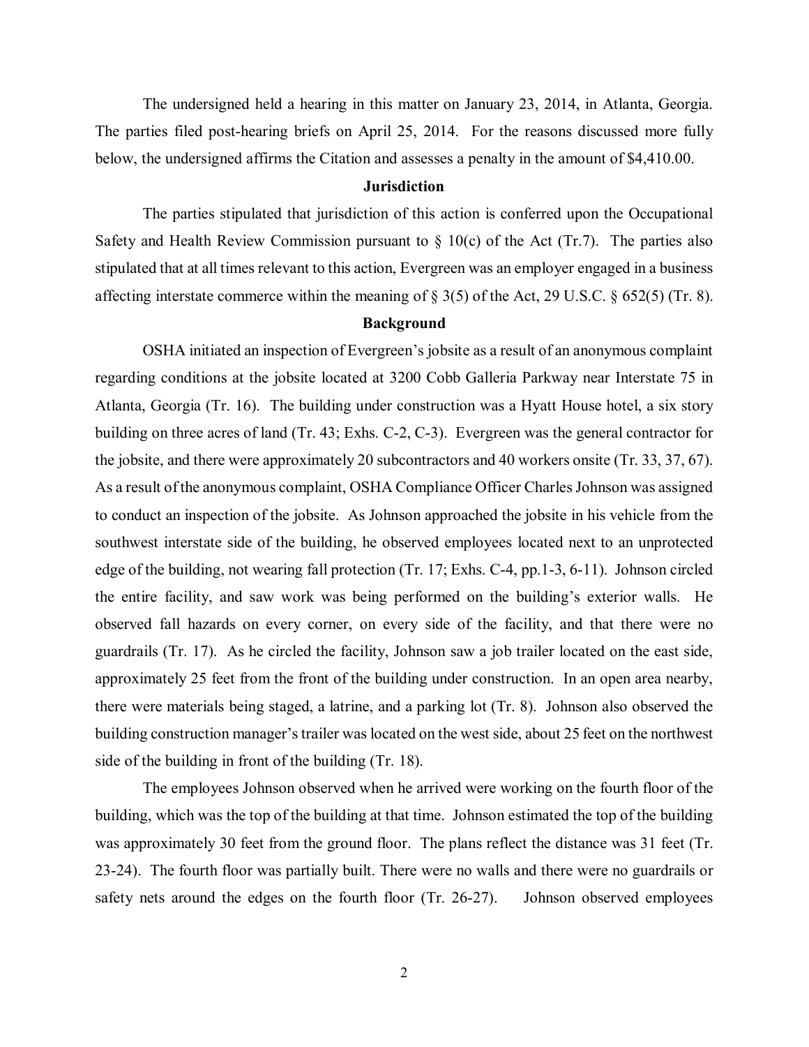The undersigned held a hearing in this matter on January 23, 2014, in Atlanta, Georgia. The parties filed post-hearing briefs on April 25, 2014. For the reasons discussed more fully below, the undersigned affirms the Citation and assesses a penalty in the amount of $4,410.00.

## Jurisdiction

The parties stipulated that jurisdiction of this action is conferred upon the Occupational Safety and Health Review Commission pursuant to § 10(c) of the Act (Tr.7). The parties also stipulated that at all times relevant to this action, Evergreen was an employer engaged in a business affecting interstate commerce within the meaning of § 3(5) of the Act, 29 U.S.C. § 652(5) (Tr. 8).

## Background

OSHA initiated an inspection of Evergreen's jobsite as a result of an anonymous complaint regarding conditions at the jobsite located at 3200 Cobb Galleria Parkway near Interstate 75 in Atlanta, Georgia (Tr. 16). The building under construction was a Hyatt House hotel, a six story building on three acres of land (Tr. 43; Exhs. C-2, C-3). Evergreen was the general contractor for the jobsite, and there were approximately 20 subcontractors and 40 workers onsite (Tr. 33, 37, 67). As a result of the anonymous complaint, OSHA Compliance Officer Charles Johnson was assigned to conduct an inspection of the jobsite. As Johnson approached the jobsite in his vehicle from the southwest interstate side of the building, he observed employees located next to an unprotected edge of the building, not wearing fall protection (Tr. 17; Exhs. C-4, pp.1-3, 6-11). Johnson circled the entire facility, and saw work was being performed on the building's exterior walls. He observed fall hazards on every corner, on every side of the facility, and that there were no guardrails (Tr. 17). As he circled the facility, Johnson saw a job trailer located on the east side, approximately 25 feet from the front of the building under construction. In an open area nearby, there were materials being staged, a latrine, and a parking lot (Tr. 8). Johnson also observed the building construction manager's trailer was located on the west side, about 25 feet on the northwest side of the building in front of the building (Tr. 18).

The employees Johnson observed when he arrived were working on the fourth floor of the building, which was the top of the building at that time. Johnson estimated the top of the building was approximately 30 feet from the ground floor. The plans reflect the distance was 31 feet (Tr. 23-24). The fourth floor was partially built. There were no walls and there were no guardrails or safety nets around the edges on the fourth floor (Tr. 26-27). Johnson observed employees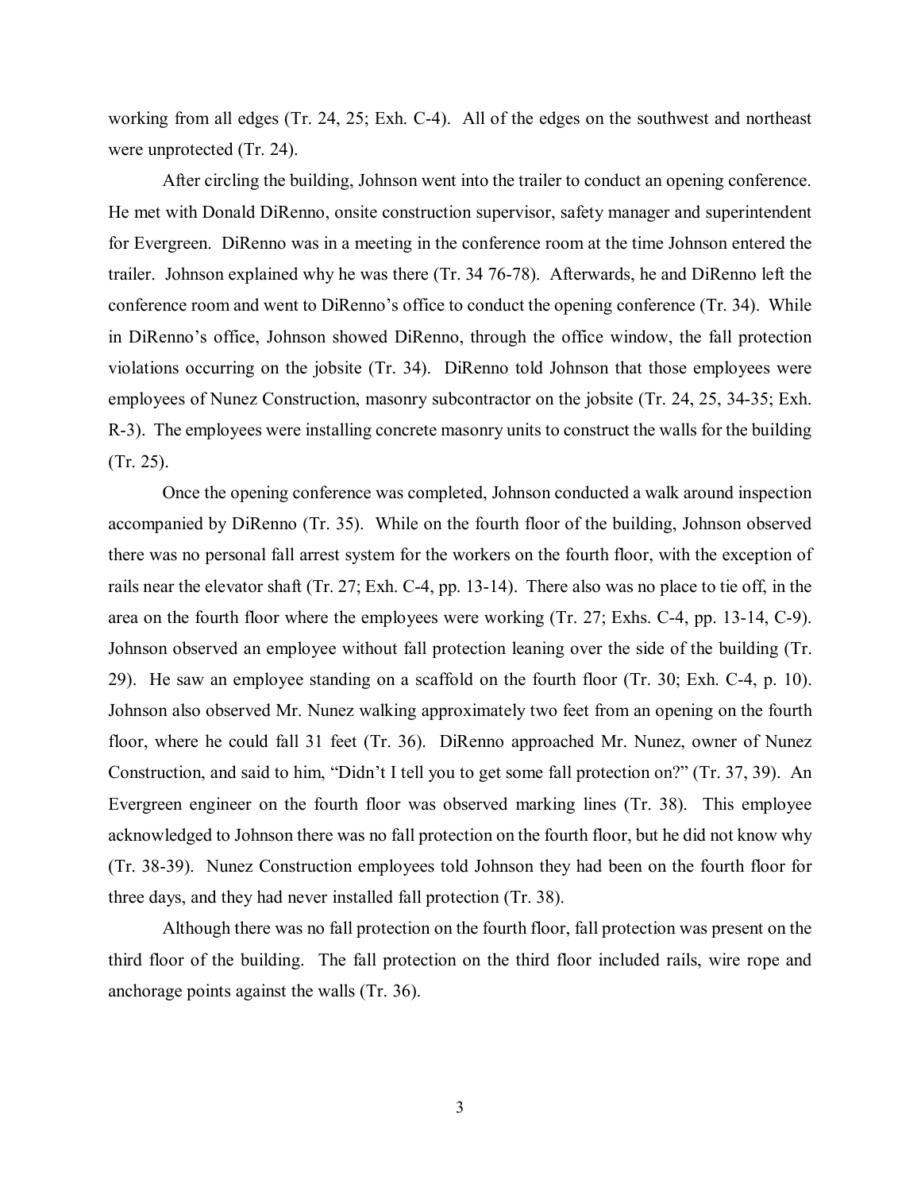working from all edges (Tr. 24, 25; Exh. C-4). All of the edges on the southwest and northeast were unprotected (Tr. 24).

After circling the building, Johnson went into the trailer to conduct an opening conference. He met with Donald DiRenno, onsite construction supervisor, safety manager and superintendent for Evergreen. DiRenno was in a meeting in the conference room at the time Johnson entered the trailer. Johnson explained why he was there (Tr. 34 76-78). Afterwards, he and DiRenno left the conference room and went to DiRenno's office to conduct the opening conference (Tr. 34). While in DiRenno's office, Johnson showed DiRenno, through the office window, the fall protection violations occurring on the jobsite (Tr. 34). DiRenno told Johnson that those employees were employees of Nunez Construction, masonry subcontractor on the jobsite (Tr. 24, 25, 34-35; Exh. R-3). The employees were installing concrete masonry units to construct the walls for the building (Tr. 25).

Once the opening conference was completed, Johnson conducted a walk around inspection accompanied by DiRenno (Tr. 35). While on the fourth floor of the building, Johnson observed there was no personal fall arrest system for the workers on the fourth floor, with the exception of rails near the elevator shaft (Tr. 27; Exh. C-4, pp. 13-14). There also was no place to tie off, in the area on the fourth floor where the employees were working (Tr. 27; Exhs. C-4, pp. 13-14, C-9). Johnson observed an employee without fall protection leaning over the side of the building (Tr. 29). He saw an employee standing on a scaffold on the fourth floor (Tr. 30; Exh. C-4, p. 10). Johnson also observed Mr. Nunez walking approximately two feet from an opening on the fourth floor, where he could fall 31 feet (Tr. 36). DiRenno approached Mr. Nunez, owner of Nunez Construction, and said to him, "Didn't I tell you to get some fall protection on?" (Tr. 37, 39). An Evergreen engineer on the fourth floor was observed marking lines (Tr. 38). This employee acknowledged to Johnson there was no fall protection on the fourth floor, but he did not know why (Tr. 38-39). Nunez Construction employees told Johnson they had been on the fourth floor for three days, and they had never installed fall protection (Tr. 38).

Although there was no fall protection on the fourth floor, fall protection was present on the third floor of the building. The fall protection on the third floor included rails, wire rope and anchorage points against the walls (Tr. 36).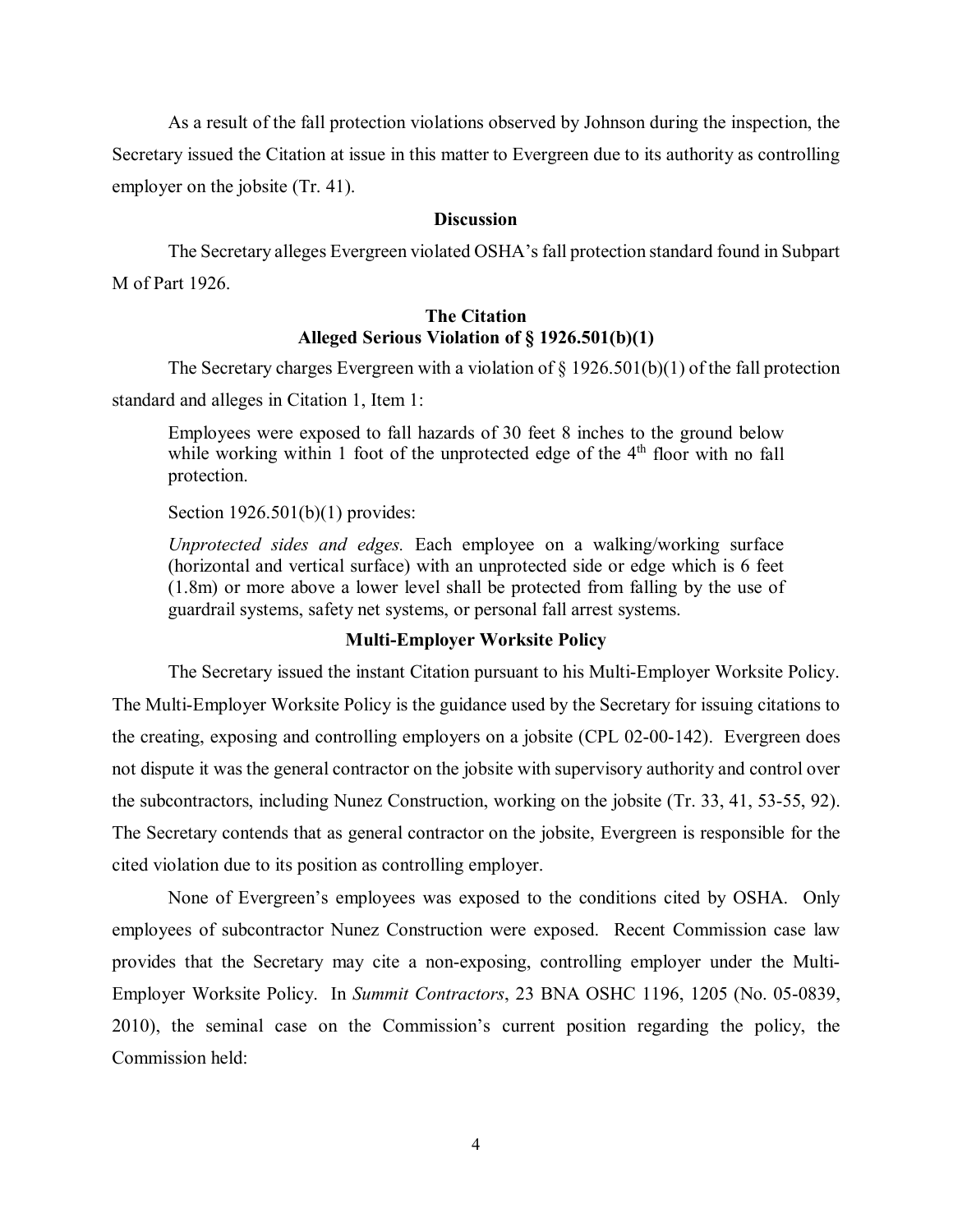As a result of the fall protection violations observed by Johnson during the inspection, the Secretary issued the Citation at issue in this matter to Evergreen due to its authority as controlling employer on the jobsite (Tr. 41).

## Discussion

The Secretary alleges Evergreen violated OSHA's fall protection standard found in Subpart M of Part 1926.

### The Citation
### Alleged Serious Violation of § 1926.501(b)(1)

The Secretary charges Evergreen with a violation of § 1926.501(b)(1) of the fall protection standard and alleges in Citation 1, Item 1:

> Employees were exposed to fall hazards of 30 feet 8 inches to the ground below while working within 1 foot of the unprotected edge of the 4th floor with no fall protection.

Section 1926.501(b)(1) provides:

> *Unprotected sides and edges.* Each employee on a walking/working surface (horizontal and vertical surface) with an unprotected side or edge which is 6 feet (1.8m) or more above a lower level shall be protected from falling by the use of guardrail systems, safety net systems, or personal fall arrest systems.

### Multi-Employer Worksite Policy

The Secretary issued the instant Citation pursuant to his Multi-Employer Worksite Policy. The Multi-Employer Worksite Policy is the guidance used by the Secretary for issuing citations to the creating, exposing and controlling employers on a jobsite (CPL 02-00-142). Evergreen does not dispute it was the general contractor on the jobsite with supervisory authority and control over the subcontractors, including Nunez Construction, working on the jobsite (Tr. 33, 41, 53-55, 92). The Secretary contends that as general contractor on the jobsite, Evergreen is responsible for the cited violation due to its position as controlling employer.

None of Evergreen's employees was exposed to the conditions cited by OSHA. Only employees of subcontractor Nunez Construction were exposed. Recent Commission case law provides that the Secretary may cite a non-exposing, controlling employer under the Multi-Employer Worksite Policy. In *Summit Contractors*, 23 BNA OSHC 1196, 1205 (No. 05-0839, 2010), the seminal case on the Commission's current position regarding the policy, the Commission held: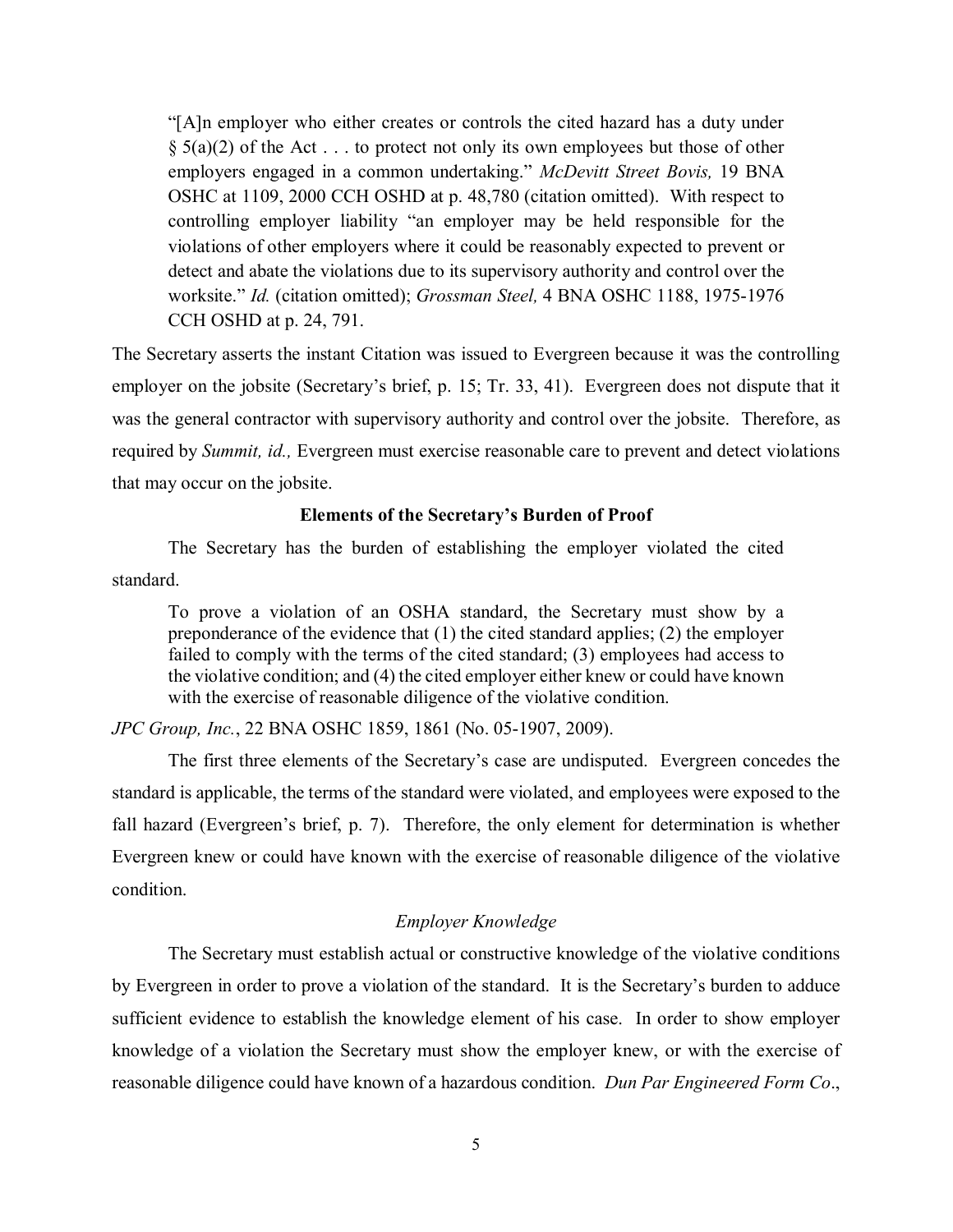> "[A]n employer who either creates or controls the cited hazard has a duty under § 5(a)(2) of the Act . . . to protect not only its own employees but those of other employers engaged in a common undertaking." *McDevitt Street Bovis,* 19 BNA OSHC at 1109, 2000 CCH OSHD at p. 48,780 (citation omitted). With respect to controlling employer liability "an employer may be held responsible for the violations of other employers where it could be reasonably expected to prevent or detect and abate the violations due to its supervisory authority and control over the worksite." *Id.* (citation omitted); *Grossman Steel,* 4 BNA OSHC 1188, 1975-1976 CCH OSHD at p. 24, 791.

The Secretary asserts the instant Citation was issued to Evergreen because it was the controlling employer on the jobsite (Secretary's brief, p. 15; Tr. 33, 41). Evergreen does not dispute that it was the general contractor with supervisory authority and control over the jobsite. Therefore, as required by *Summit, id.,* Evergreen must exercise reasonable care to prevent and detect violations that may occur on the jobsite.

**Elements of the Secretary's Burden of Proof**

The Secretary has the burden of establishing the employer violated the cited standard.

> To prove a violation of an OSHA standard, the Secretary must show by a preponderance of the evidence that (1) the cited standard applies; (2) the employer failed to comply with the terms of the cited standard; (3) employees had access to the violative condition; and (4) the cited employer either knew or could have known with the exercise of reasonable diligence of the violative condition.

*JPC Group, Inc.*, 22 BNA OSHC 1859, 1861 (No. 05-1907, 2009).

The first three elements of the Secretary's case are undisputed. Evergreen concedes the standard is applicable, the terms of the standard were violated, and employees were exposed to the fall hazard (Evergreen's brief, p. 7). Therefore, the only element for determination is whether Evergreen knew or could have known with the exercise of reasonable diligence of the violative condition.

*Employer Knowledge*

The Secretary must establish actual or constructive knowledge of the violative conditions by Evergreen in order to prove a violation of the standard. It is the Secretary's burden to adduce sufficient evidence to establish the knowledge element of his case. In order to show employer knowledge of a violation the Secretary must show the employer knew, or with the exercise of reasonable diligence could have known of a hazardous condition. *Dun Par Engineered Form Co*.,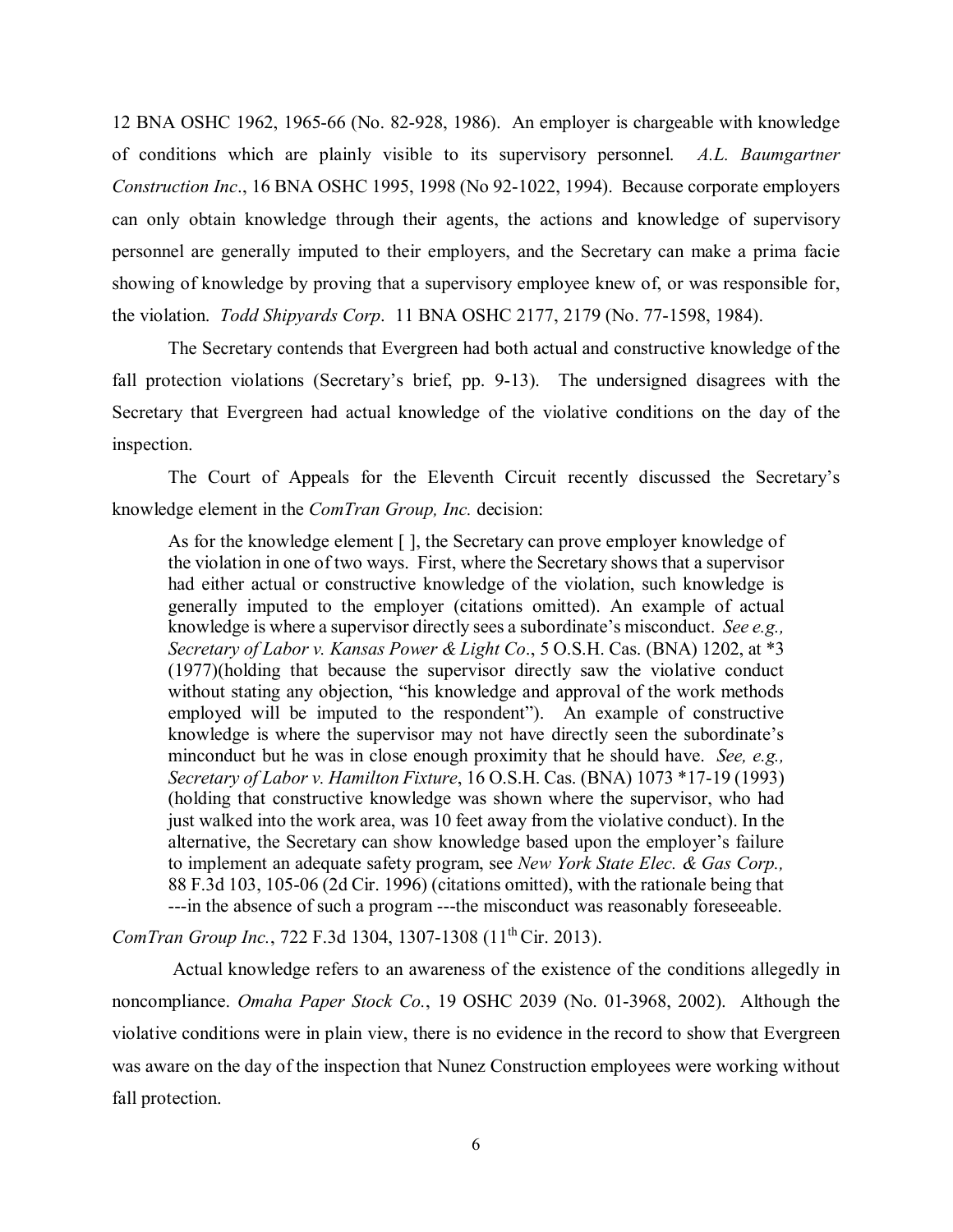12 BNA OSHC 1962, 1965-66 (No. 82-928, 1986). An employer is chargeable with knowledge of conditions which are plainly visible to its supervisory personnel. *A.L. Baumgartner Construction Inc*., 16 BNA OSHC 1995, 1998 (No 92-1022, 1994). Because corporate employers can only obtain knowledge through their agents, the actions and knowledge of supervisory personnel are generally imputed to their employers, and the Secretary can make a prima facie showing of knowledge by proving that a supervisory employee knew of, or was responsible for, the violation. *Todd Shipyards Corp*. 11 BNA OSHC 2177, 2179 (No. 77-1598, 1984).

The Secretary contends that Evergreen had both actual and constructive knowledge of the fall protection violations (Secretary's brief, pp. 9-13). The undersigned disagrees with the Secretary that Evergreen had actual knowledge of the violative conditions on the day of the inspection.

The Court of Appeals for the Eleventh Circuit recently discussed the Secretary's knowledge element in the *ComTran Group, Inc.* decision:

> As for the knowledge element [ ], the Secretary can prove employer knowledge of the violation in one of two ways. First, where the Secretary shows that a supervisor had either actual or constructive knowledge of the violation, such knowledge is generally imputed to the employer (citations omitted). An example of actual knowledge is where a supervisor directly sees a subordinate's misconduct. *See e.g., Secretary of Labor v. Kansas Power & Light Co*., 5 O.S.H. Cas. (BNA) 1202, at *3 (1977)(holding that because the supervisor directly saw the violative conduct without stating any objection, "his knowledge and approval of the work methods employed will be imputed to the respondent"). An example of constructive knowledge is where the supervisor may not have directly seen the subordinate's minconduct but he was in close enough proximity that he should have. *See, e.g., Secretary of Labor v. Hamilton Fixture*, 16 O.S.H. Cas. (BNA) 1073 *17-19 (1993) (holding that constructive knowledge was shown where the supervisor, who had just walked into the work area, was 10 feet away from the violative conduct). In the alternative, the Secretary can show knowledge based upon the employer's failure to implement an adequate safety program, see *New York State Elec. & Gas Corp.,* 88 F.3d 103, 105-06 (2d Cir. 1996) (citations omitted), with the rationale being that ---in the absence of such a program ---the misconduct was reasonably foreseeable.

*ComTran Group Inc.*, 722 F.3d 1304, 1307-1308 (11th Cir. 2013).

Actual knowledge refers to an awareness of the existence of the conditions allegedly in noncompliance. *Omaha Paper Stock Co.*, 19 OSHC 2039 (No. 01-3968, 2002). Although the violative conditions were in plain view, there is no evidence in the record to show that Evergreen was aware on the day of the inspection that Nunez Construction employees were working without fall protection.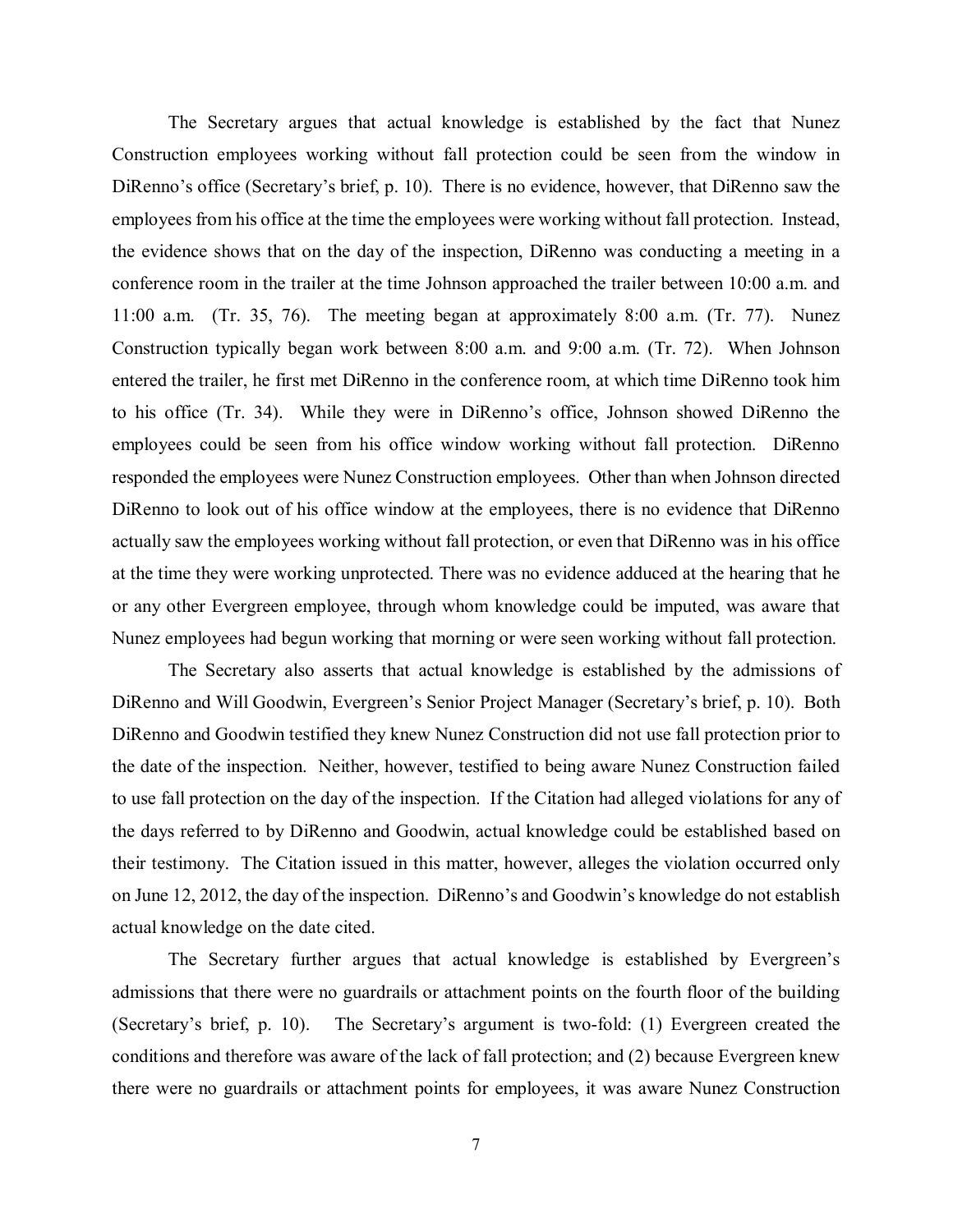The Secretary argues that actual knowledge is established by the fact that Nunez Construction employees working without fall protection could be seen from the window in DiRenno's office (Secretary's brief, p. 10). There is no evidence, however, that DiRenno saw the employees from his office at the time the employees were working without fall protection. Instead, the evidence shows that on the day of the inspection, DiRenno was conducting a meeting in a conference room in the trailer at the time Johnson approached the trailer between 10:00 a.m. and 11:00 a.m. (Tr. 35, 76). The meeting began at approximately 8:00 a.m. (Tr. 77). Nunez Construction typically began work between 8:00 a.m. and 9:00 a.m. (Tr. 72). When Johnson entered the trailer, he first met DiRenno in the conference room, at which time DiRenno took him to his office (Tr. 34). While they were in DiRenno's office, Johnson showed DiRenno the employees could be seen from his office window working without fall protection. DiRenno responded the employees were Nunez Construction employees. Other than when Johnson directed DiRenno to look out of his office window at the employees, there is no evidence that DiRenno actually saw the employees working without fall protection, or even that DiRenno was in his office at the time they were working unprotected. There was no evidence adduced at the hearing that he or any other Evergreen employee, through whom knowledge could be imputed, was aware that Nunez employees had begun working that morning or were seen working without fall protection.

The Secretary also asserts that actual knowledge is established by the admissions of DiRenno and Will Goodwin, Evergreen's Senior Project Manager (Secretary's brief, p. 10). Both DiRenno and Goodwin testified they knew Nunez Construction did not use fall protection prior to the date of the inspection. Neither, however, testified to being aware Nunez Construction failed to use fall protection on the day of the inspection. If the Citation had alleged violations for any of the days referred to by DiRenno and Goodwin, actual knowledge could be established based on their testimony. The Citation issued in this matter, however, alleges the violation occurred only on June 12, 2012, the day of the inspection. DiRenno's and Goodwin's knowledge do not establish actual knowledge on the date cited.

The Secretary further argues that actual knowledge is established by Evergreen's admissions that there were no guardrails or attachment points on the fourth floor of the building (Secretary's brief, p. 10). The Secretary's argument is two-fold: (1) Evergreen created the conditions and therefore was aware of the lack of fall protection; and (2) because Evergreen knew there were no guardrails or attachment points for employees, it was aware Nunez Construction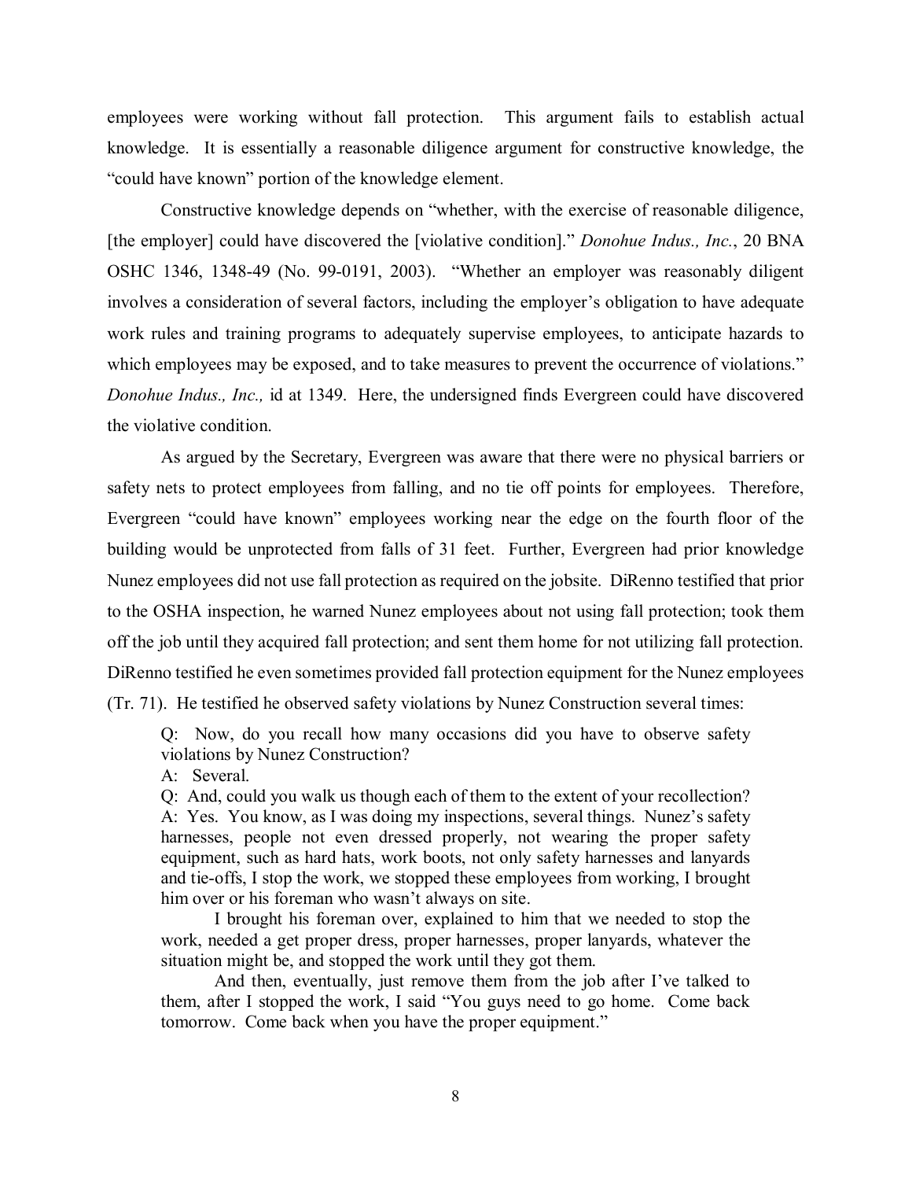employees were working without fall protection. This argument fails to establish actual knowledge. It is essentially a reasonable diligence argument for constructive knowledge, the "could have known" portion of the knowledge element.

Constructive knowledge depends on "whether, with the exercise of reasonable diligence, [the employer] could have discovered the [violative condition]." *Donohue Indus., Inc.*, 20 BNA OSHC 1346, 1348-49 (No. 99-0191, 2003). "Whether an employer was reasonably diligent involves a consideration of several factors, including the employer's obligation to have adequate work rules and training programs to adequately supervise employees, to anticipate hazards to which employees may be exposed, and to take measures to prevent the occurrence of violations." *Donohue Indus., Inc.,* id at 1349. Here, the undersigned finds Evergreen could have discovered the violative condition.

As argued by the Secretary, Evergreen was aware that there were no physical barriers or safety nets to protect employees from falling, and no tie off points for employees. Therefore, Evergreen "could have known" employees working near the edge on the fourth floor of the building would be unprotected from falls of 31 feet. Further, Evergreen had prior knowledge Nunez employees did not use fall protection as required on the jobsite. DiRenno testified that prior to the OSHA inspection, he warned Nunez employees about not using fall protection; took them off the job until they acquired fall protection; and sent them home for not utilizing fall protection. DiRenno testified he even sometimes provided fall protection equipment for the Nunez employees (Tr. 71). He testified he observed safety violations by Nunez Construction several times:

> Q: Now, do you recall how many occasions did you have to observe safety violations by Nunez Construction?
>
> A: Several.
>
> Q: And, could you walk us though each of them to the extent of your recollection?
>
> A: Yes. You know, as I was doing my inspections, several things. Nunez's safety harnesses, people not even dressed properly, not wearing the proper safety equipment, such as hard hats, work boots, not only safety harnesses and lanyards and tie-offs, I stop the work, we stopped these employees from working, I brought him over or his foreman who wasn't always on site.
>
> I brought his foreman over, explained to him that we needed to stop the work, needed a get proper dress, proper harnesses, proper lanyards, whatever the situation might be, and stopped the work until they got them.
>
> And then, eventually, just remove them from the job after I've talked to them, after I stopped the work, I said "You guys need to go home. Come back tomorrow. Come back when you have the proper equipment."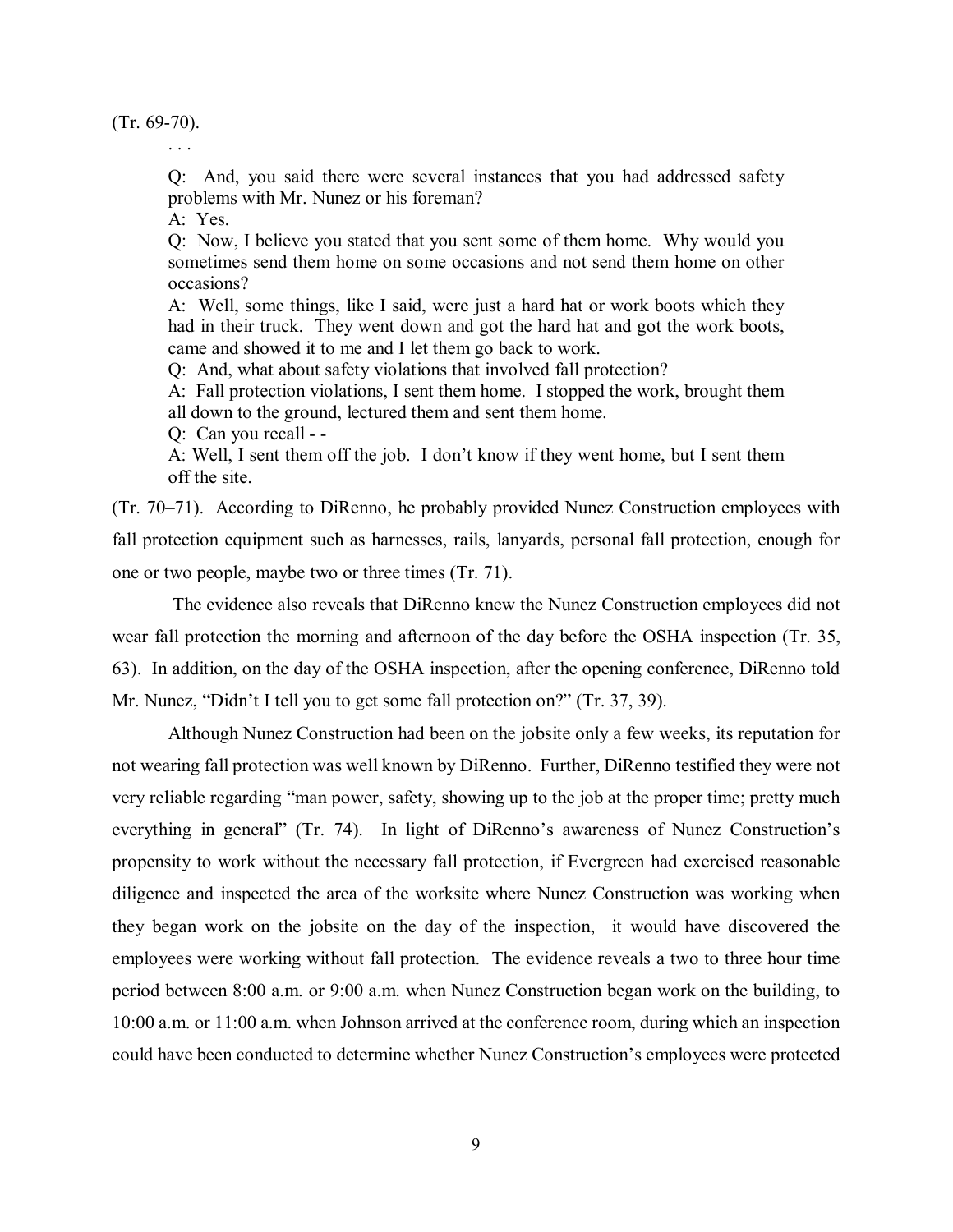(Tr. 69-70).

. . .

> Q: And, you said there were several instances that you had addressed safety problems with Mr. Nunez or his foreman?
>
> A: Yes.
>
> Q: Now, I believe you stated that you sent some of them home. Why would you sometimes send them home on some occasions and not send them home on other occasions?
>
> A: Well, some things, like I said, were just a hard hat or work boots which they had in their truck. They went down and got the hard hat and got the work boots, came and showed it to me and I let them go back to work.
>
> Q: And, what about safety violations that involved fall protection?
>
> A: Fall protection violations, I sent them home. I stopped the work, brought them all down to the ground, lectured them and sent them home.
>
> Q: Can you recall - -
>
> A: Well, I sent them off the job. I don't know if they went home, but I sent them off the site.

(Tr. 70–71). According to DiRenno, he probably provided Nunez Construction employees with fall protection equipment such as harnesses, rails, lanyards, personal fall protection, enough for one or two people, maybe two or three times (Tr. 71).

The evidence also reveals that DiRenno knew the Nunez Construction employees did not wear fall protection the morning and afternoon of the day before the OSHA inspection (Tr. 35, 63). In addition, on the day of the OSHA inspection, after the opening conference, DiRenno told Mr. Nunez, "Didn't I tell you to get some fall protection on?" (Tr. 37, 39).

Although Nunez Construction had been on the jobsite only a few weeks, its reputation for not wearing fall protection was well known by DiRenno. Further, DiRenno testified they were not very reliable regarding "man power, safety, showing up to the job at the proper time; pretty much everything in general" (Tr. 74). In light of DiRenno's awareness of Nunez Construction's propensity to work without the necessary fall protection, if Evergreen had exercised reasonable diligence and inspected the area of the worksite where Nunez Construction was working when they began work on the jobsite on the day of the inspection, it would have discovered the employees were working without fall protection. The evidence reveals a two to three hour time period between 8:00 a.m. or 9:00 a.m. when Nunez Construction began work on the building, to 10:00 a.m. or 11:00 a.m. when Johnson arrived at the conference room, during which an inspection could have been conducted to determine whether Nunez Construction's employees were protected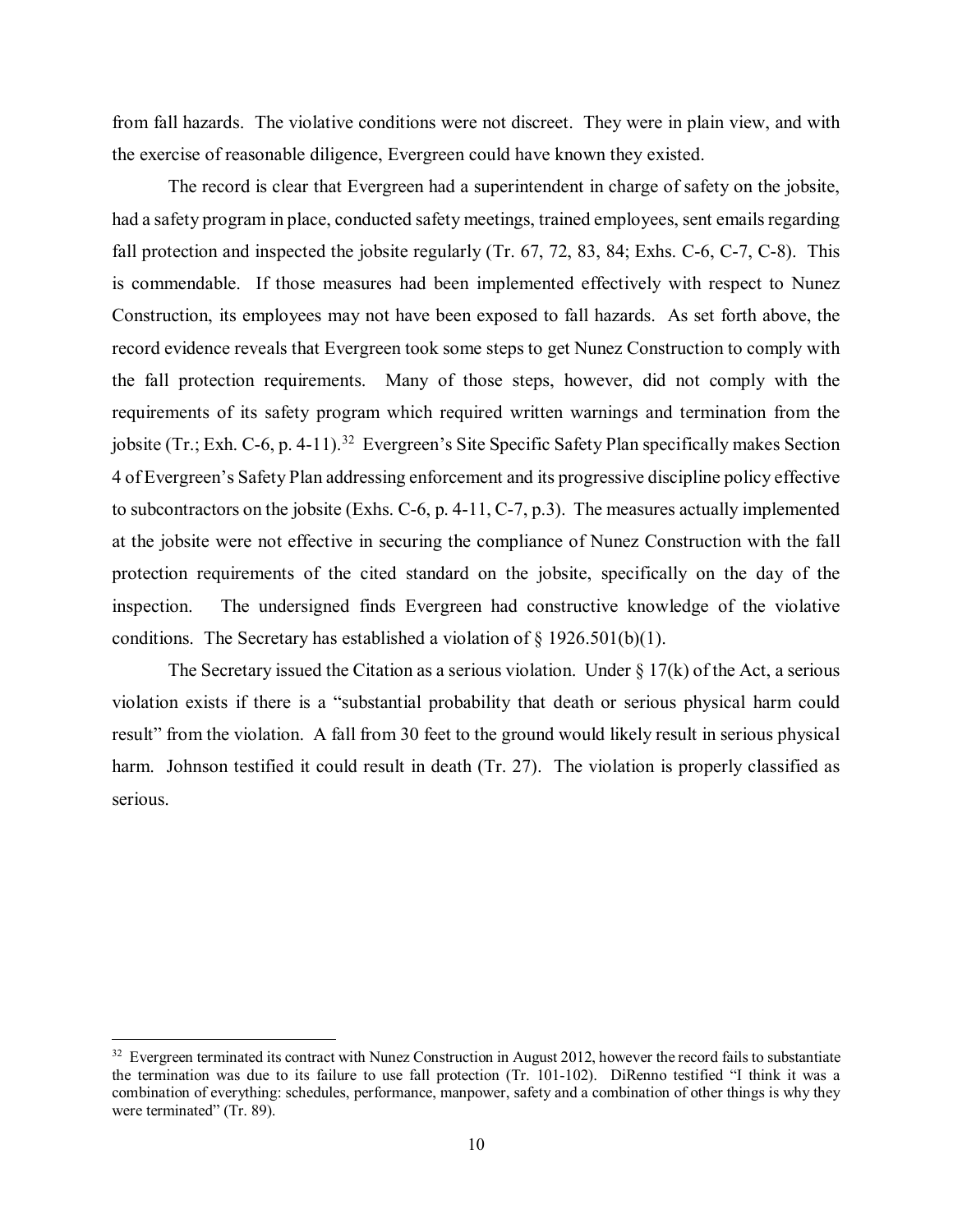from fall hazards. The violative conditions were not discreet. They were in plain view, and with the exercise of reasonable diligence, Evergreen could have known they existed.

The record is clear that Evergreen had a superintendent in charge of safety on the jobsite, had a safety program in place, conducted safety meetings, trained employees, sent emails regarding fall protection and inspected the jobsite regularly (Tr. 67, 72, 83, 84; Exhs. C-6, C-7, C-8). This is commendable. If those measures had been implemented effectively with respect to Nunez Construction, its employees may not have been exposed to fall hazards. As set forth above, the record evidence reveals that Evergreen took some steps to get Nunez Construction to comply with the fall protection requirements. Many of those steps, however, did not comply with the requirements of its safety program which required written warnings and termination from the jobsite (Tr.; Exh. C-6, p. 4-11).[32] Evergreen's Site Specific Safety Plan specifically makes Section 4 of Evergreen's Safety Plan addressing enforcement and its progressive discipline policy effective to subcontractors on the jobsite (Exhs. C-6, p. 4-11, C-7, p.3). The measures actually implemented at the jobsite were not effective in securing the compliance of Nunez Construction with the fall protection requirements of the cited standard on the jobsite, specifically on the day of the inspection. The undersigned finds Evergreen had constructive knowledge of the violative conditions. The Secretary has established a violation of § 1926.501(b)(1).

The Secretary issued the Citation as a serious violation. Under § 17(k) of the Act, a serious violation exists if there is a "substantial probability that death or serious physical harm could result" from the violation. A fall from 30 feet to the ground would likely result in serious physical harm. Johnson testified it could result in death (Tr. 27). The violation is properly classified as serious.

---

[32] Evergreen terminated its contract with Nunez Construction in August 2012, however the record fails to substantiate the termination was due to its failure to use fall protection (Tr. 101-102). DiRenno testified "I think it was a combination of everything: schedules, performance, manpower, safety and a combination of other things is why they were terminated" (Tr. 89).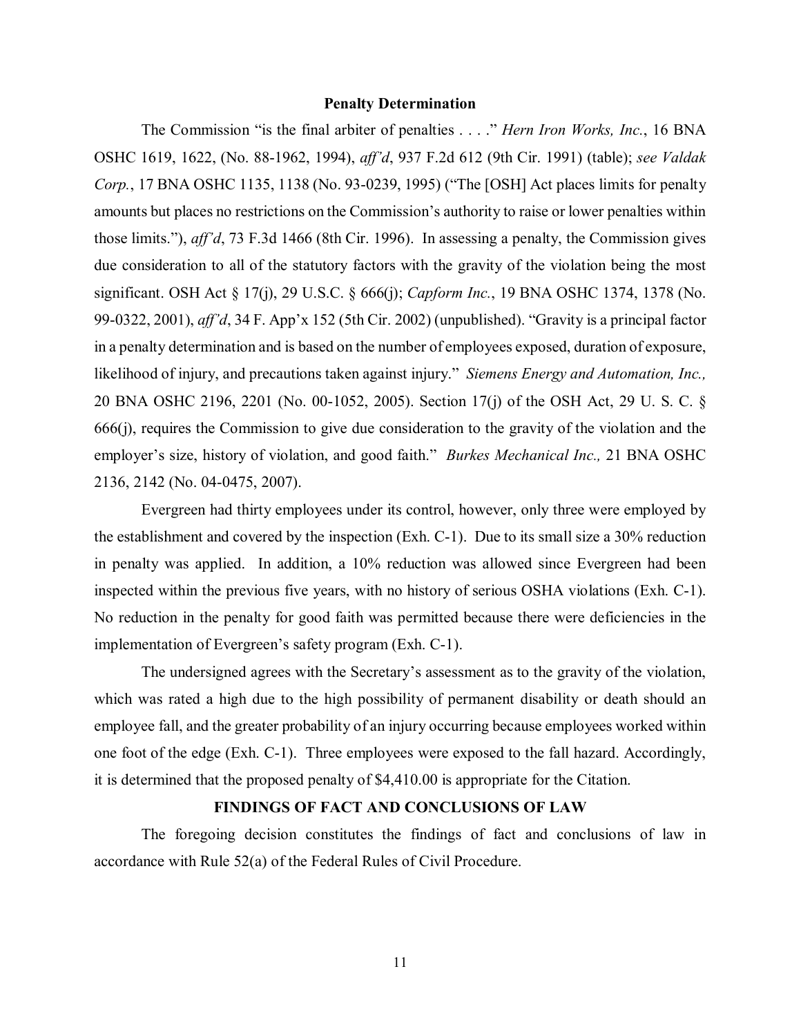**Penalty Determination**

The Commission "is the final arbiter of penalties . . . ." *Hern Iron Works, Inc.*, 16 BNA OSHC 1619, 1622, (No. 88-1962, 1994), *aff'd*, 937 F.2d 612 (9th Cir. 1991) (table); *see Valdak Corp.*, 17 BNA OSHC 1135, 1138 (No. 93-0239, 1995) ("The [OSH] Act places limits for penalty amounts but places no restrictions on the Commission's authority to raise or lower penalties within those limits."), *aff'd*, 73 F.3d 1466 (8th Cir. 1996). In assessing a penalty, the Commission gives due consideration to all of the statutory factors with the gravity of the violation being the most significant. OSH Act § 17(j), 29 U.S.C. § 666(j); *Capform Inc.*, 19 BNA OSHC 1374, 1378 (No. 99-0322, 2001), *aff'd*, 34 F. App'x 152 (5th Cir. 2002) (unpublished). "Gravity is a principal factor in a penalty determination and is based on the number of employees exposed, duration of exposure, likelihood of injury, and precautions taken against injury." *Siemens Energy and Automation, Inc.,* 20 BNA OSHC 2196, 2201 (No. 00-1052, 2005). Section 17(j) of the OSH Act, 29 U. S. C. § 666(j), requires the Commission to give due consideration to the gravity of the violation and the employer's size, history of violation, and good faith." *Burkes Mechanical Inc.,* 21 BNA OSHC 2136, 2142 (No. 04-0475, 2007).

Evergreen had thirty employees under its control, however, only three were employed by the establishment and covered by the inspection (Exh. C-1). Due to its small size a 30% reduction in penalty was applied. In addition, a 10% reduction was allowed since Evergreen had been inspected within the previous five years, with no history of serious OSHA violations (Exh. C-1). No reduction in the penalty for good faith was permitted because there were deficiencies in the implementation of Evergreen's safety program (Exh. C-1).

The undersigned agrees with the Secretary's assessment as to the gravity of the violation, which was rated a high due to the high possibility of permanent disability or death should an employee fall, and the greater probability of an injury occurring because employees worked within one foot of the edge (Exh. C-1). Three employees were exposed to the fall hazard. Accordingly, it is determined that the proposed penalty of $4,410.00 is appropriate for the Citation.

**FINDINGS OF FACT AND CONCLUSIONS OF LAW**

The foregoing decision constitutes the findings of fact and conclusions of law in accordance with Rule 52(a) of the Federal Rules of Civil Procedure.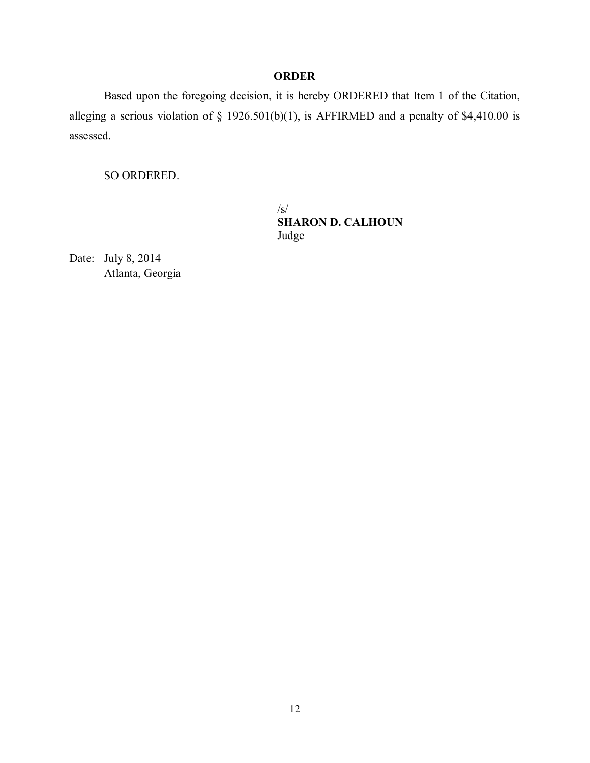## ORDER

Based upon the foregoing decision, it is hereby ORDERED that Item 1 of the Citation, alleging a serious violation of § 1926.501(b)(1), is AFFIRMED and a penalty of $4,410.00 is assessed.

SO ORDERED.

/s/

**SHARON D. CALHOUN**
Judge

Date: July 8, 2014
Atlanta, Georgia